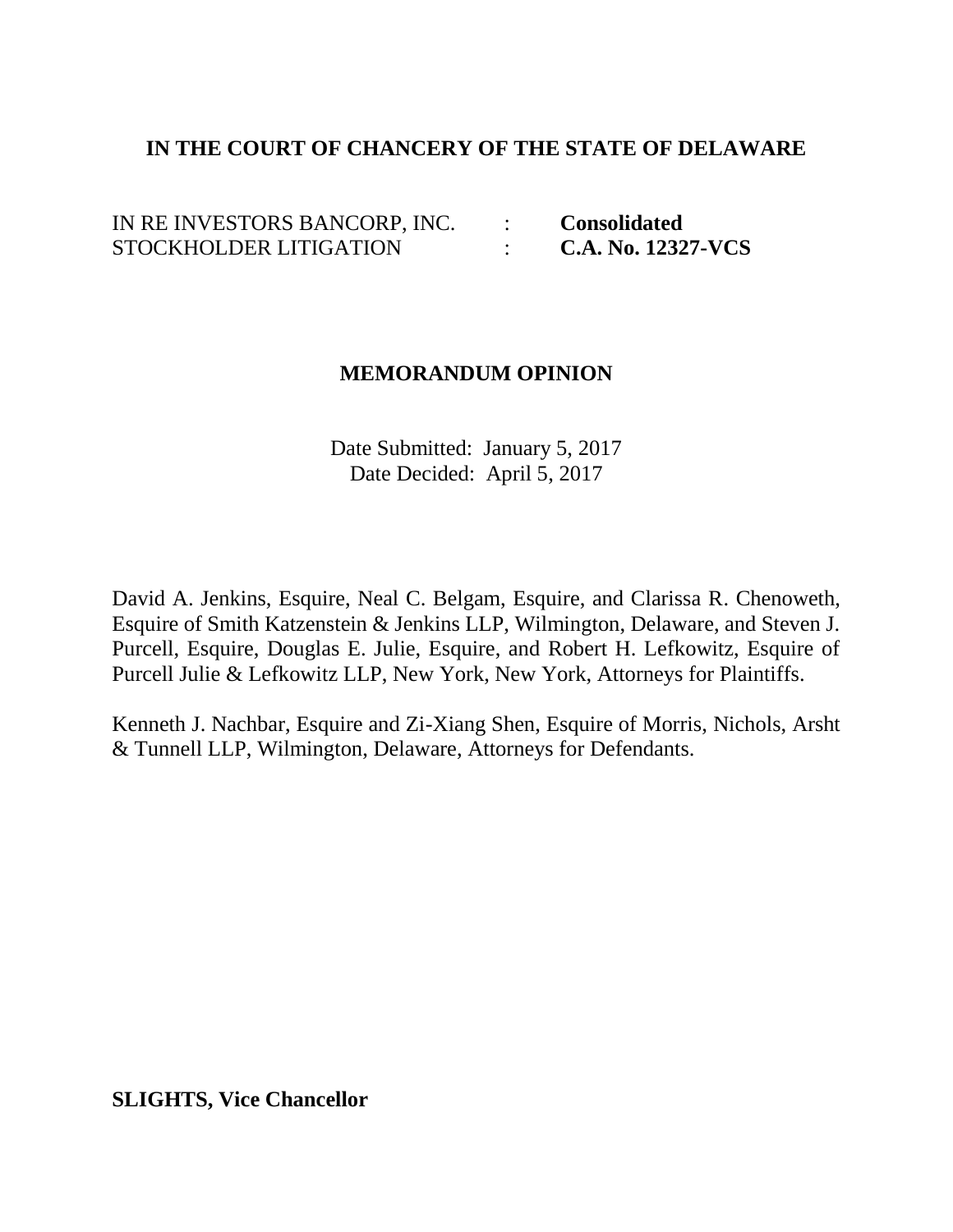**IN THE COURT OF CHANCERY OF THE STATE OF DELAWARE**

| | | |
|---|---|---|
| IN RE INVESTORS BANCORP, INC. | : | **Consolidated** |
| STOCKHOLDER LITIGATION | : | **C.A. No. 12327-VCS** |

**MEMORANDUM OPINION**

Date Submitted: January 5, 2017
Date Decided: April 5, 2017

David A. Jenkins, Esquire, Neal C. Belgam, Esquire, and Clarissa R. Chenoweth, Esquire of Smith Katzenstein & Jenkins LLP, Wilmington, Delaware, and Steven J. Purcell, Esquire, Douglas E. Julie, Esquire, and Robert H. Lefkowitz, Esquire of Purcell Julie & Lefkowitz LLP, New York, New York, Attorneys for Plaintiffs.

Kenneth J. Nachbar, Esquire and Zi-Xiang Shen, Esquire of Morris, Nichols, Arsht & Tunnell LLP, Wilmington, Delaware, Attorneys for Defendants.

**SLIGHTS, Vice Chancellor**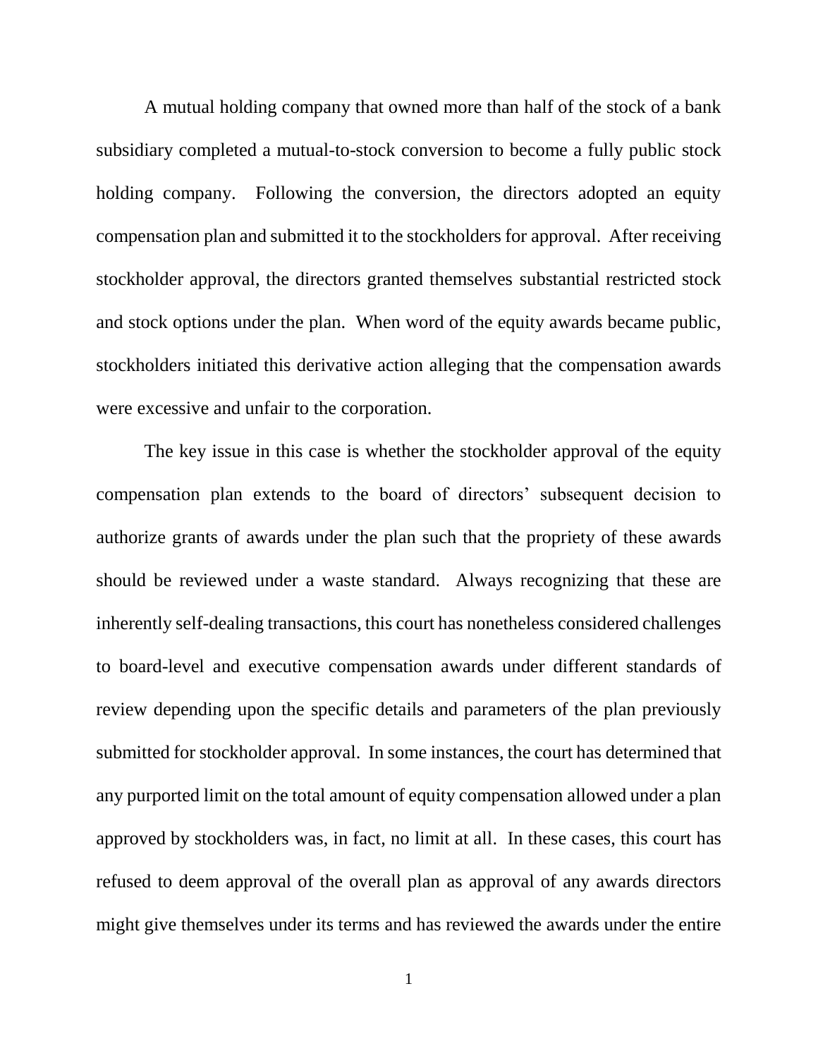A mutual holding company that owned more than half of the stock of a bank subsidiary completed a mutual-to-stock conversion to become a fully public stock holding company. Following the conversion, the directors adopted an equity compensation plan and submitted it to the stockholders for approval. After receiving stockholder approval, the directors granted themselves substantial restricted stock and stock options under the plan. When word of the equity awards became public, stockholders initiated this derivative action alleging that the compensation awards were excessive and unfair to the corporation.

The key issue in this case is whether the stockholder approval of the equity compensation plan extends to the board of directors' subsequent decision to authorize grants of awards under the plan such that the propriety of these awards should be reviewed under a waste standard. Always recognizing that these are inherently self-dealing transactions, this court has nonetheless considered challenges to board-level and executive compensation awards under different standards of review depending upon the specific details and parameters of the plan previously submitted for stockholder approval. In some instances, the court has determined that any purported limit on the total amount of equity compensation allowed under a plan approved by stockholders was, in fact, no limit at all. In these cases, this court has refused to deem approval of the overall plan as approval of any awards directors might give themselves under its terms and has reviewed the awards under the entire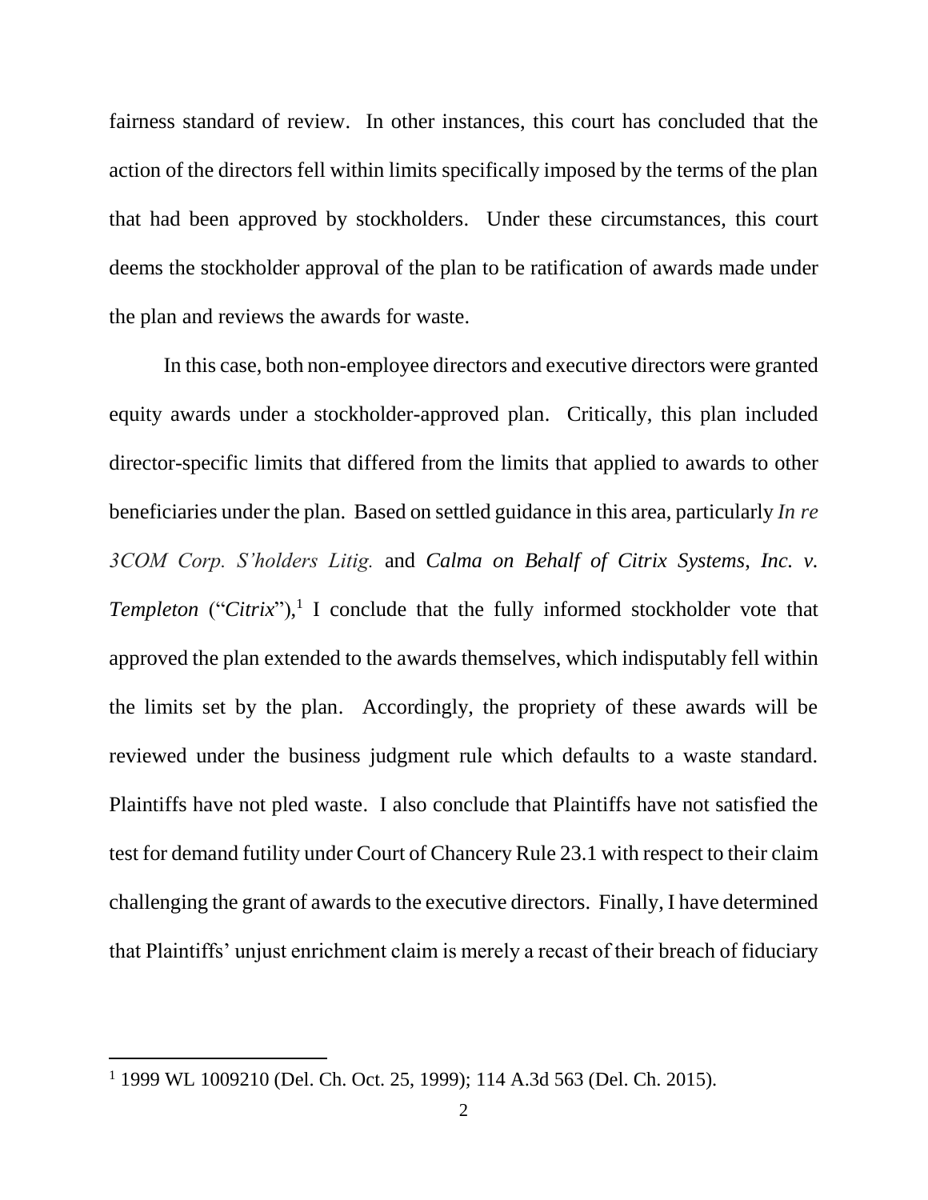fairness standard of review. In other instances, this court has concluded that the action of the directors fell within limits specifically imposed by the terms of the plan that had been approved by stockholders. Under these circumstances, this court deems the stockholder approval of the plan to be ratification of awards made under the plan and reviews the awards for waste.

In this case, both non-employee directors and executive directors were granted equity awards under a stockholder-approved plan. Critically, this plan included director-specific limits that differed from the limits that applied to awards to other beneficiaries under the plan. Based on settled guidance in this area, particularly *In re 3COM Corp. S'holders Litig.* and *Calma on Behalf of Citrix Systems, Inc. v. Templeton* ("*Citrix*"),[1] I conclude that the fully informed stockholder vote that approved the plan extended to the awards themselves, which indisputably fell within the limits set by the plan. Accordingly, the propriety of these awards will be reviewed under the business judgment rule which defaults to a waste standard. Plaintiffs have not pled waste. I also conclude that Plaintiffs have not satisfied the test for demand futility under Court of Chancery Rule 23.1 with respect to their claim challenging the grant of awards to the executive directors. Finally, I have determined that Plaintiffs' unjust enrichment claim is merely a recast of their breach of fiduciary

[1] 1999 WL 1009210 (Del. Ch. Oct. 25, 1999); 114 A.3d 563 (Del. Ch. 2015).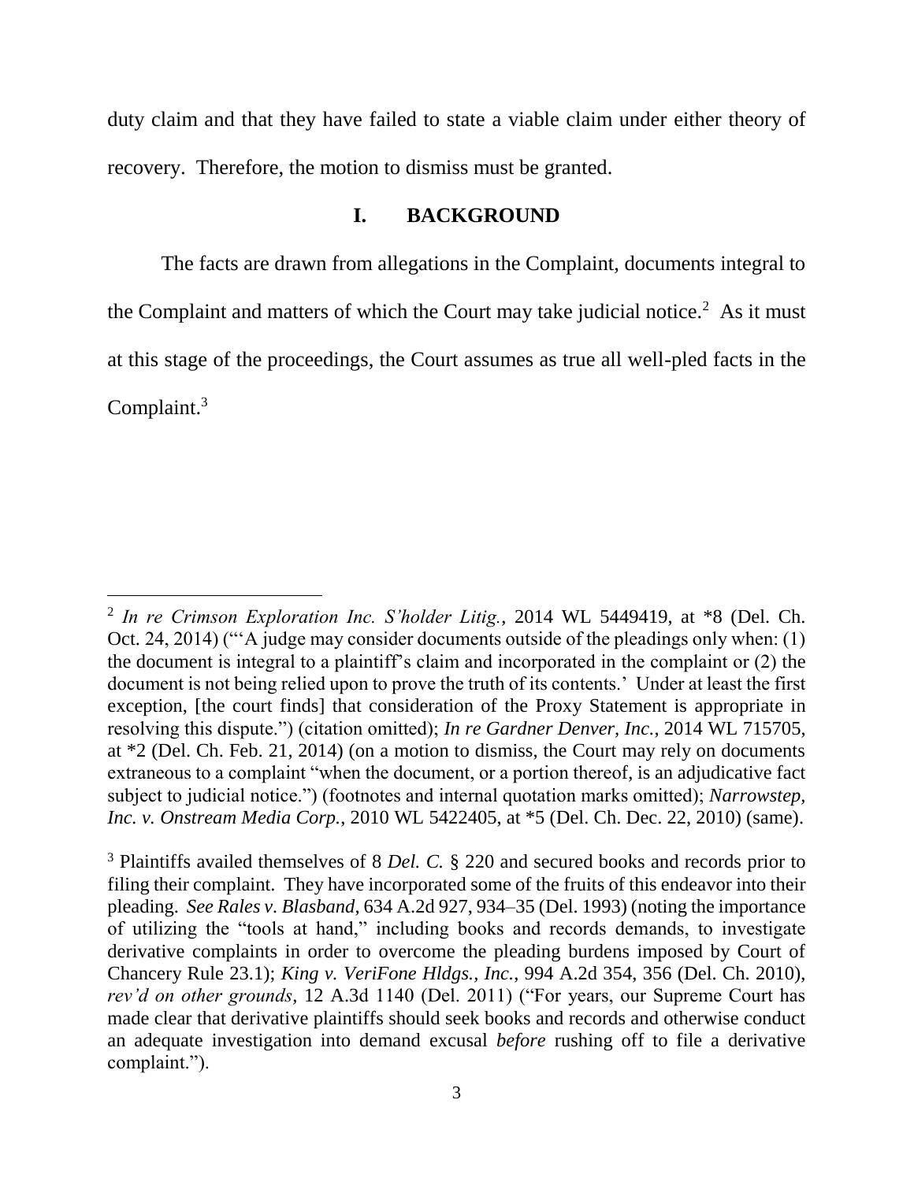duty claim and that they have failed to state a viable claim under either theory of recovery. Therefore, the motion to dismiss must be granted.

## I. BACKGROUND

The facts are drawn from allegations in the Complaint, documents integral to the Complaint and matters of which the Court may take judicial notice.[2] As it must at this stage of the proceedings, the Court assumes as true all well-pled facts in the Complaint.[3]

---

[2] *In re Crimson Exploration Inc. S'holder Litig.*, 2014 WL 5449419, at *8 (Del. Ch. Oct. 24, 2014) ("'A judge may consider documents outside of the pleadings only when: (1) the document is integral to a plaintiff's claim and incorporated in the complaint or (2) the document is not being relied upon to prove the truth of its contents.' Under at least the first exception, [the court finds] that consideration of the Proxy Statement is appropriate in resolving this dispute.") (citation omitted); *In re Gardner Denver, Inc.*, 2014 WL 715705, at *2 (Del. Ch. Feb. 21, 2014) (on a motion to dismiss, the Court may rely on documents extraneous to a complaint "when the document, or a portion thereof, is an adjudicative fact subject to judicial notice.") (footnotes and internal quotation marks omitted); *Narrowstep, Inc. v. Onstream Media Corp.*, 2010 WL 5422405, at *5 (Del. Ch. Dec. 22, 2010) (same).

[3] Plaintiffs availed themselves of 8 *Del. C.* § 220 and secured books and records prior to filing their complaint. They have incorporated some of the fruits of this endeavor into their pleading. *See Rales v. Blasband*, 634 A.2d 927, 934–35 (Del. 1993) (noting the importance of utilizing the "tools at hand," including books and records demands, to investigate derivative complaints in order to overcome the pleading burdens imposed by Court of Chancery Rule 23.1); *King v. VeriFone Hldgs., Inc.*, 994 A.2d 354, 356 (Del. Ch. 2010), *rev'd on other grounds*, 12 A.3d 1140 (Del. 2011) ("For years, our Supreme Court has made clear that derivative plaintiffs should seek books and records and otherwise conduct an adequate investigation into demand excusal *before* rushing off to file a derivative complaint.").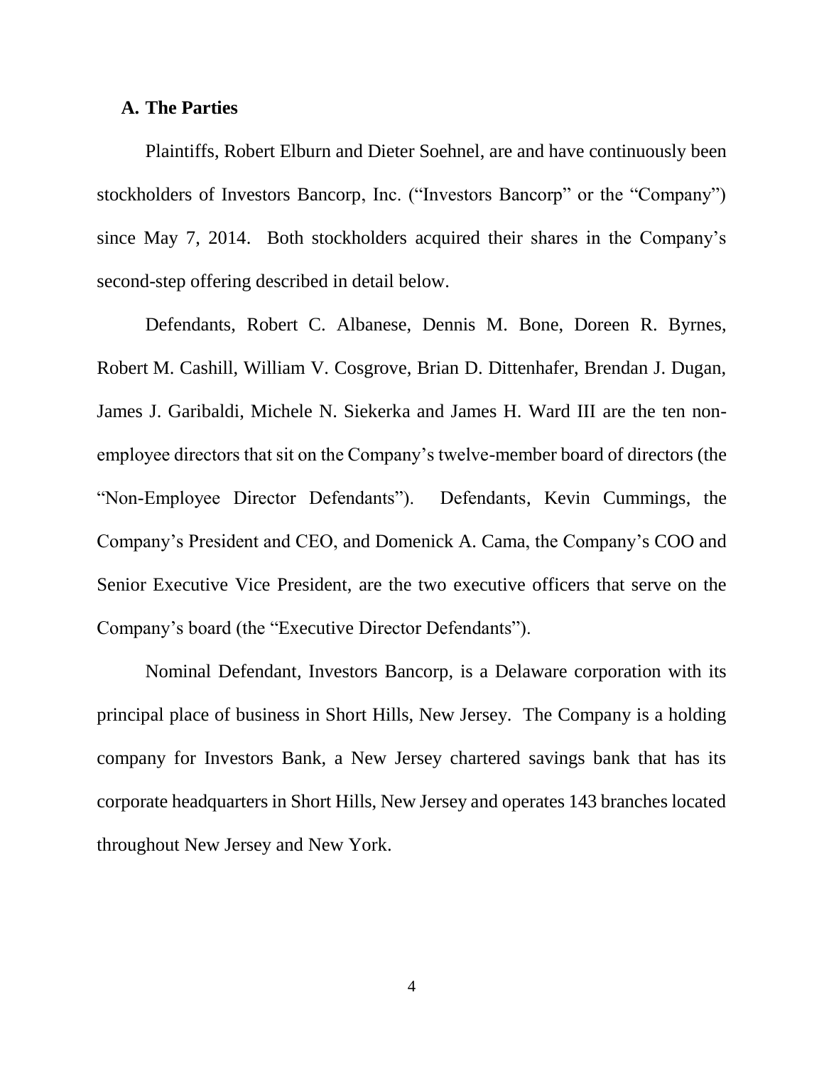### A. The Parties

Plaintiffs, Robert Elburn and Dieter Soehnel, are and have continuously been stockholders of Investors Bancorp, Inc. ("Investors Bancorp" or the "Company") since May 7, 2014. Both stockholders acquired their shares in the Company's second-step offering described in detail below.

Defendants, Robert C. Albanese, Dennis M. Bone, Doreen R. Byrnes, Robert M. Cashill, William V. Cosgrove, Brian D. Dittenhafer, Brendan J. Dugan, James J. Garibaldi, Michele N. Siekerka and James H. Ward III are the ten non-employee directors that sit on the Company's twelve-member board of directors (the "Non-Employee Director Defendants"). Defendants, Kevin Cummings, the Company's President and CEO, and Domenick A. Cama, the Company's COO and Senior Executive Vice President, are the two executive officers that serve on the Company's board (the "Executive Director Defendants").

Nominal Defendant, Investors Bancorp, is a Delaware corporation with its principal place of business in Short Hills, New Jersey. The Company is a holding company for Investors Bank, a New Jersey chartered savings bank that has its corporate headquarters in Short Hills, New Jersey and operates 143 branches located throughout New Jersey and New York.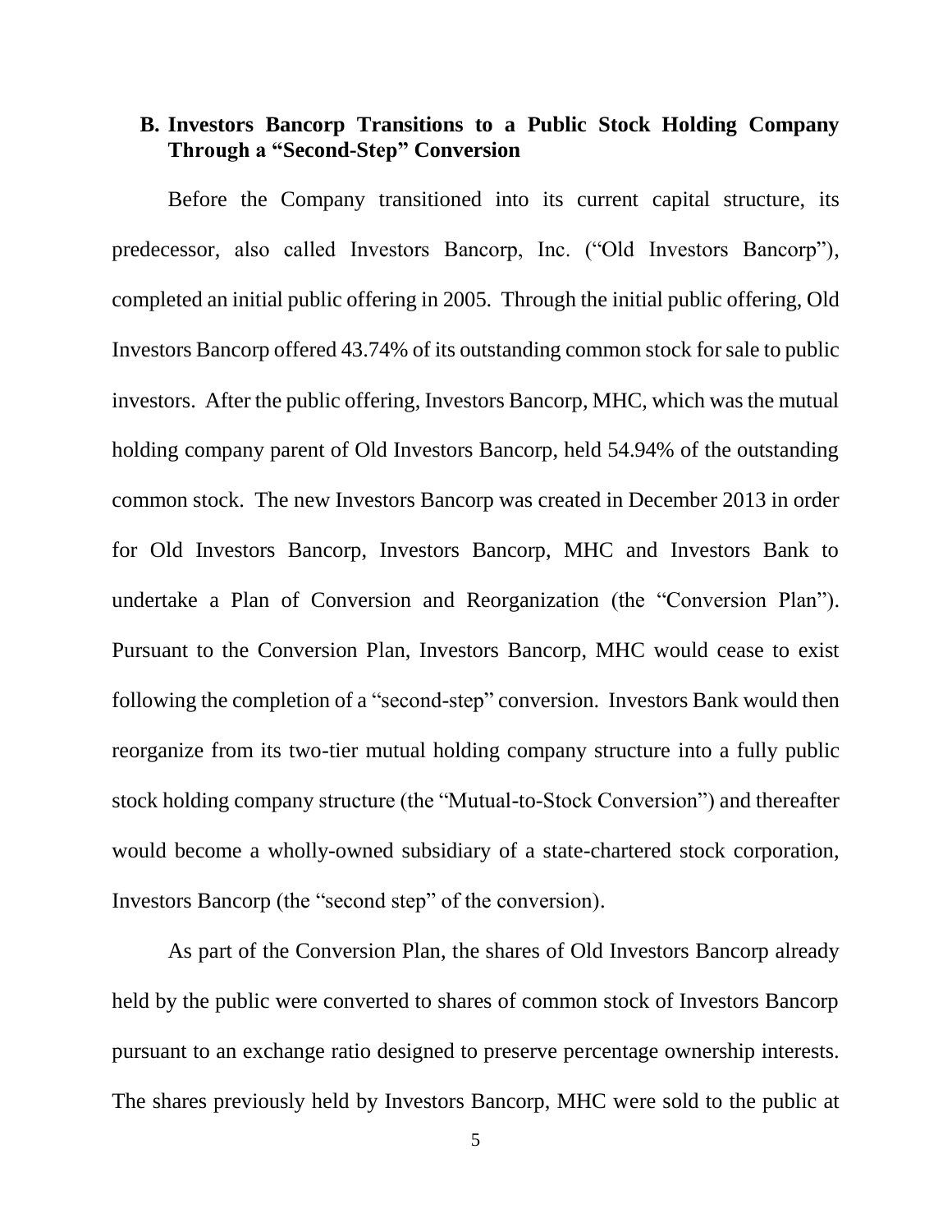### B. Investors Bancorp Transitions to a Public Stock Holding Company Through a "Second-Step" Conversion

Before the Company transitioned into its current capital structure, its predecessor, also called Investors Bancorp, Inc. ("Old Investors Bancorp"), completed an initial public offering in 2005. Through the initial public offering, Old Investors Bancorp offered 43.74% of its outstanding common stock for sale to public investors. After the public offering, Investors Bancorp, MHC, which was the mutual holding company parent of Old Investors Bancorp, held 54.94% of the outstanding common stock. The new Investors Bancorp was created in December 2013 in order for Old Investors Bancorp, Investors Bancorp, MHC and Investors Bank to undertake a Plan of Conversion and Reorganization (the "Conversion Plan"). Pursuant to the Conversion Plan, Investors Bancorp, MHC would cease to exist following the completion of a "second-step" conversion. Investors Bank would then reorganize from its two-tier mutual holding company structure into a fully public stock holding company structure (the "Mutual-to-Stock Conversion") and thereafter would become a wholly-owned subsidiary of a state-chartered stock corporation, Investors Bancorp (the "second step" of the conversion).

As part of the Conversion Plan, the shares of Old Investors Bancorp already held by the public were converted to shares of common stock of Investors Bancorp pursuant to an exchange ratio designed to preserve percentage ownership interests. The shares previously held by Investors Bancorp, MHC were sold to the public at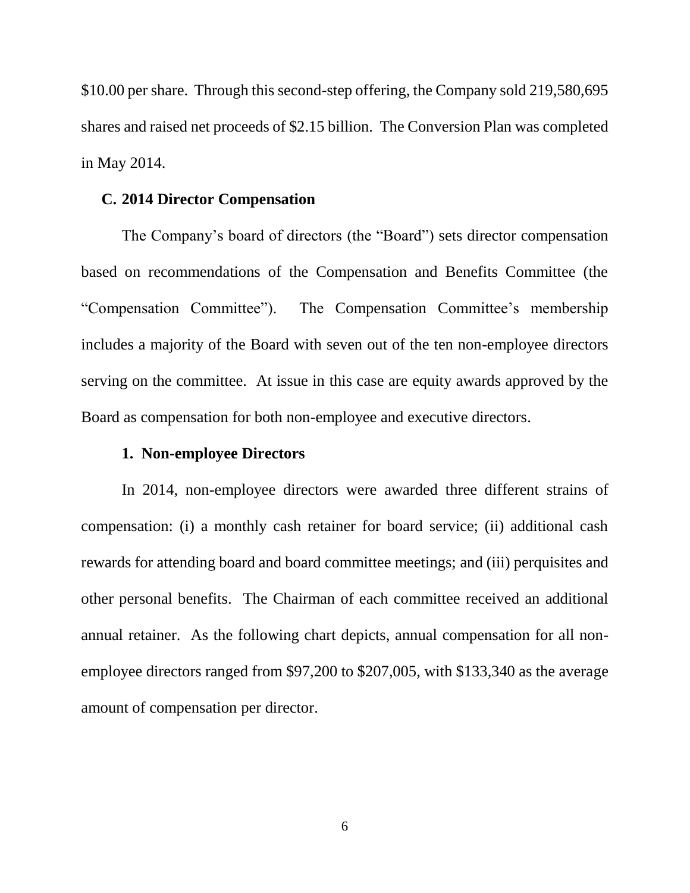$10.00 per share. Through this second-step offering, the Company sold 219,580,695 shares and raised net proceeds of $2.15 billion. The Conversion Plan was completed in May 2014.

### C. 2014 Director Compensation

The Company's board of directors (the "Board") sets director compensation based on recommendations of the Compensation and Benefits Committee (the "Compensation Committee"). The Compensation Committee's membership includes a majority of the Board with seven out of the ten non-employee directors serving on the committee. At issue in this case are equity awards approved by the Board as compensation for both non-employee and executive directors.

#### 1. Non-employee Directors

In 2014, non-employee directors were awarded three different strains of compensation: (i) a monthly cash retainer for board service; (ii) additional cash rewards for attending board and board committee meetings; and (iii) perquisites and other personal benefits. The Chairman of each committee received an additional annual retainer. As the following chart depicts, annual compensation for all non-employee directors ranged from $97,200 to $207,005, with $133,340 as the average amount of compensation per director.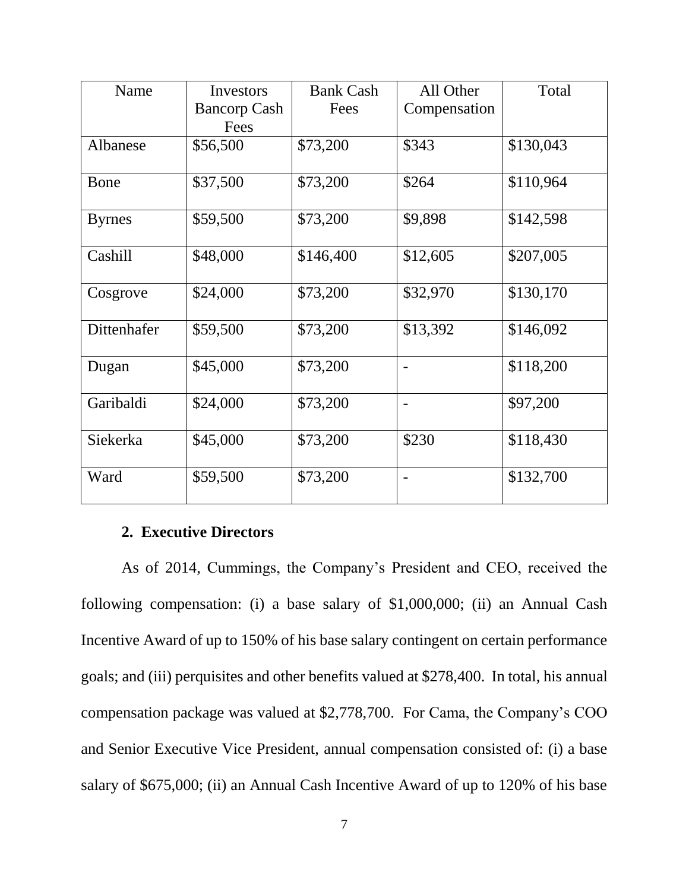| Name | Investors Bancorp Cash Fees | Bank Cash Fees | All Other Compensation | Total |
|---|---|---|---|---|
| Albanese | $56,500 | $73,200 | $343 | $130,043 |
| Bone | $37,500 | $73,200 | $264 | $110,964 |
| Byrnes | $59,500 | $73,200 | $9,898 | $142,598 |
| Cashill | $48,000 | $146,400 | $12,605 | $207,005 |
| Cosgrove | $24,000 | $73,200 | $32,970 | $130,170 |
| Dittenhafer | $59,500 | $73,200 | $13,392 | $146,092 |
| Dugan | $45,000 | $73,200 | - | $118,200 |
| Garibaldi | $24,000 | $73,200 | - | $97,200 |
| Siekerka | $45,000 | $73,200 | $230 | $118,430 |
| Ward | $59,500 | $73,200 | - | $132,700 |

### 2. Executive Directors

As of 2014, Cummings, the Company's President and CEO, received the following compensation: (i) a base salary of $1,000,000; (ii) an Annual Cash Incentive Award of up to 150% of his base salary contingent on certain performance goals; and (iii) perquisites and other benefits valued at $278,400. In total, his annual compensation package was valued at $2,778,700. For Cama, the Company's COO and Senior Executive Vice President, annual compensation consisted of: (i) a base salary of $675,000; (ii) an Annual Cash Incentive Award of up to 120% of his base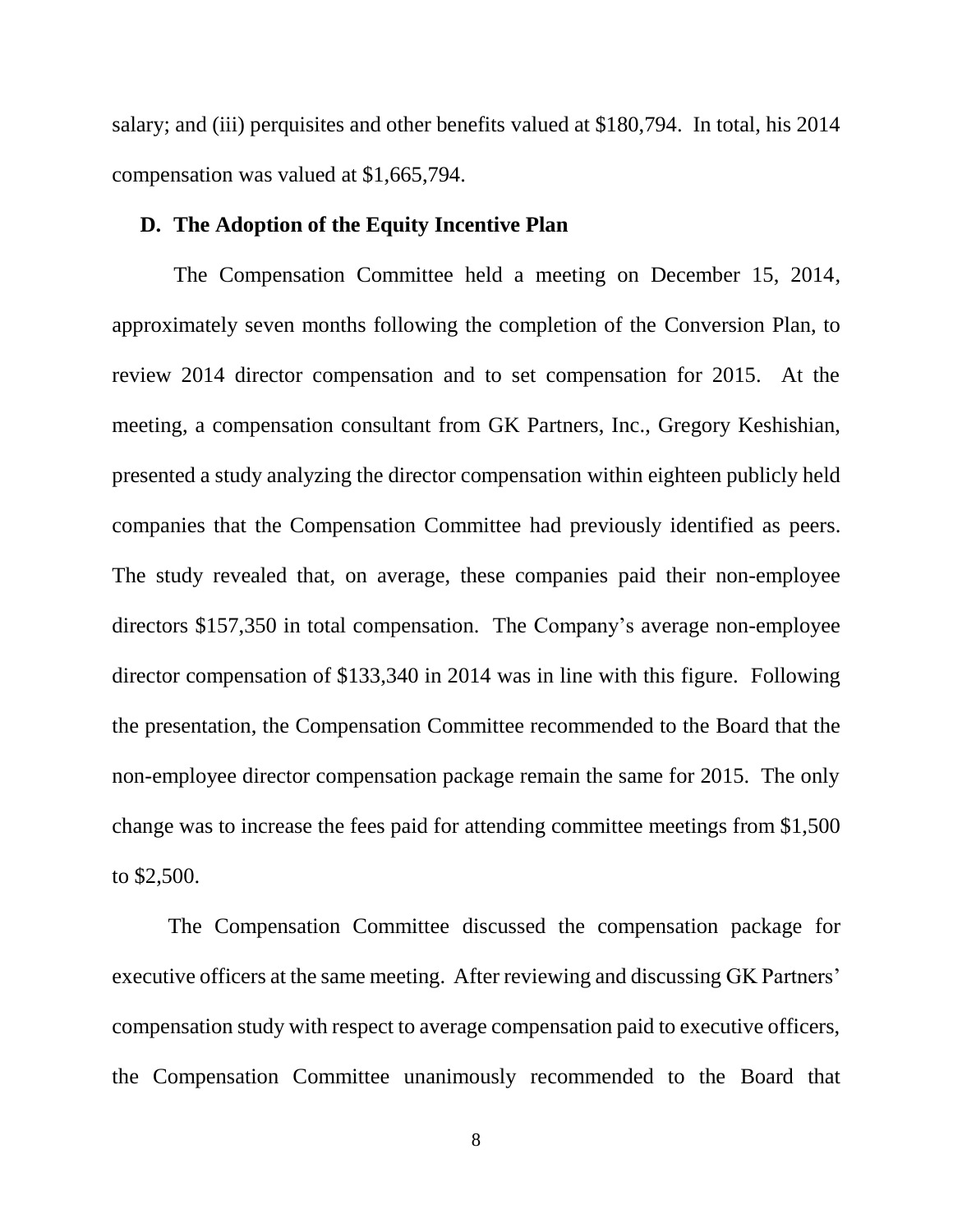salary; and (iii) perquisites and other benefits valued at $180,794. In total, his 2014 compensation was valued at $1,665,794.

### D. The Adoption of the Equity Incentive Plan

The Compensation Committee held a meeting on December 15, 2014, approximately seven months following the completion of the Conversion Plan, to review 2014 director compensation and to set compensation for 2015. At the meeting, a compensation consultant from GK Partners, Inc., Gregory Keshishian, presented a study analyzing the director compensation within eighteen publicly held companies that the Compensation Committee had previously identified as peers. The study revealed that, on average, these companies paid their non-employee directors $157,350 in total compensation. The Company's average non-employee director compensation of $133,340 in 2014 was in line with this figure. Following the presentation, the Compensation Committee recommended to the Board that the non-employee director compensation package remain the same for 2015. The only change was to increase the fees paid for attending committee meetings from $1,500 to $2,500.

The Compensation Committee discussed the compensation package for executive officers at the same meeting. After reviewing and discussing GK Partners' compensation study with respect to average compensation paid to executive officers, the Compensation Committee unanimously recommended to the Board that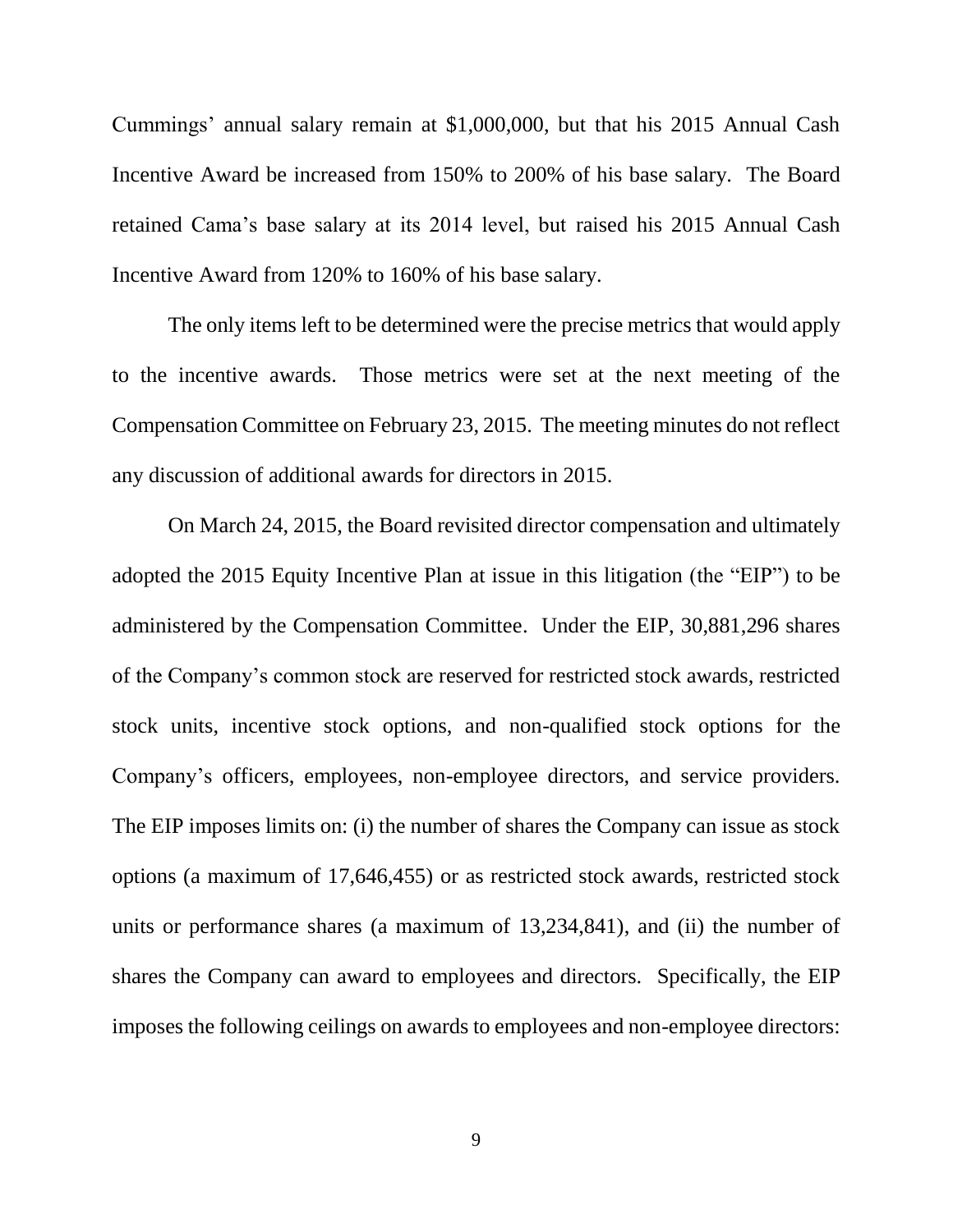Cummings' annual salary remain at $1,000,000, but that his 2015 Annual Cash Incentive Award be increased from 150% to 200% of his base salary. The Board retained Cama's base salary at its 2014 level, but raised his 2015 Annual Cash Incentive Award from 120% to 160% of his base salary.

The only items left to be determined were the precise metrics that would apply to the incentive awards. Those metrics were set at the next meeting of the Compensation Committee on February 23, 2015. The meeting minutes do not reflect any discussion of additional awards for directors in 2015.

On March 24, 2015, the Board revisited director compensation and ultimately adopted the 2015 Equity Incentive Plan at issue in this litigation (the "EIP") to be administered by the Compensation Committee. Under the EIP, 30,881,296 shares of the Company's common stock are reserved for restricted stock awards, restricted stock units, incentive stock options, and non-qualified stock options for the Company's officers, employees, non-employee directors, and service providers. The EIP imposes limits on: (i) the number of shares the Company can issue as stock options (a maximum of 17,646,455) or as restricted stock awards, restricted stock units or performance shares (a maximum of 13,234,841), and (ii) the number of shares the Company can award to employees and directors. Specifically, the EIP imposes the following ceilings on awards to employees and non-employee directors: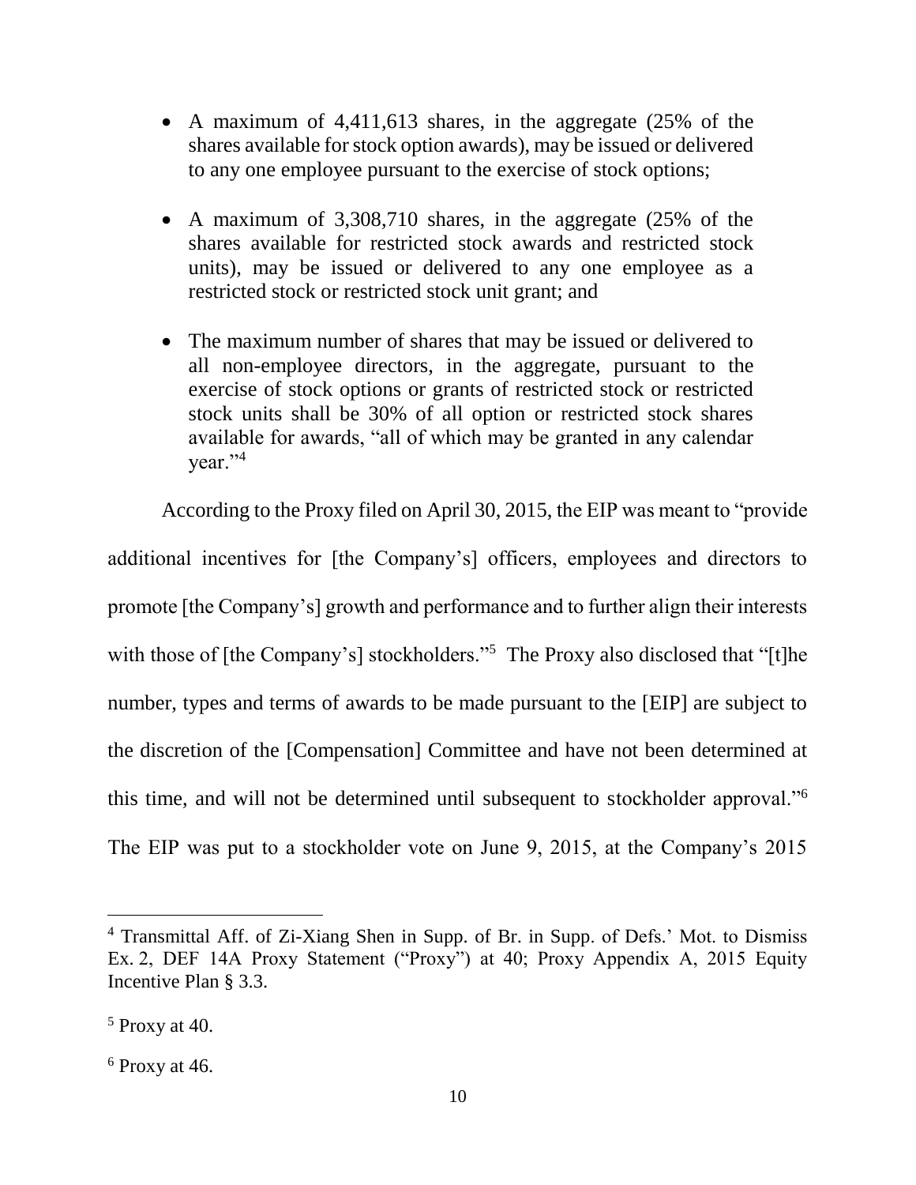- A maximum of 4,411,613 shares, in the aggregate (25% of the shares available for stock option awards), may be issued or delivered to any one employee pursuant to the exercise of stock options;
- A maximum of 3,308,710 shares, in the aggregate (25% of the shares available for restricted stock awards and restricted stock units), may be issued or delivered to any one employee as a restricted stock or restricted stock unit grant; and
- The maximum number of shares that may be issued or delivered to all non-employee directors, in the aggregate, pursuant to the exercise of stock options or grants of restricted stock or restricted stock units shall be 30% of all option or restricted stock shares available for awards, "all of which may be granted in any calendar year."[4]

According to the Proxy filed on April 30, 2015, the EIP was meant to "provide additional incentives for [the Company's] officers, employees and directors to promote [the Company's] growth and performance and to further align their interests with those of [the Company's] stockholders."[5] The Proxy also disclosed that "[t]he number, types and terms of awards to be made pursuant to the [EIP] are subject to the discretion of the [Compensation] Committee and have not been determined at this time, and will not be determined until subsequent to stockholder approval."[6] The EIP was put to a stockholder vote on June 9, 2015, at the Company's 2015

---

[4] Transmittal Aff. of Zi-Xiang Shen in Supp. of Br. in Supp. of Defs.' Mot. to Dismiss Ex. 2, DEF 14A Proxy Statement ("Proxy") at 40; Proxy Appendix A, 2015 Equity Incentive Plan § 3.3.

[5] Proxy at 40.

[6] Proxy at 46.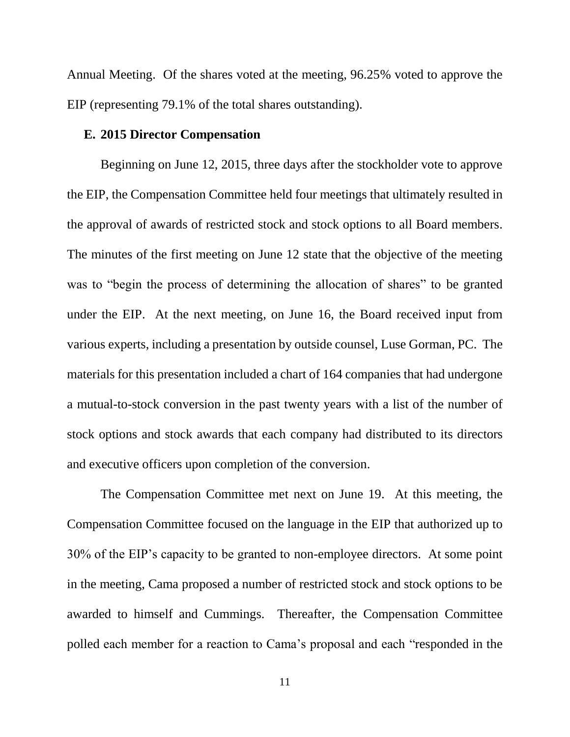Annual Meeting. Of the shares voted at the meeting, 96.25% voted to approve the EIP (representing 79.1% of the total shares outstanding).

### E. 2015 Director Compensation

Beginning on June 12, 2015, three days after the stockholder vote to approve the EIP, the Compensation Committee held four meetings that ultimately resulted in the approval of awards of restricted stock and stock options to all Board members. The minutes of the first meeting on June 12 state that the objective of the meeting was to "begin the process of determining the allocation of shares" to be granted under the EIP. At the next meeting, on June 16, the Board received input from various experts, including a presentation by outside counsel, Luse Gorman, PC. The materials for this presentation included a chart of 164 companies that had undergone a mutual-to-stock conversion in the past twenty years with a list of the number of stock options and stock awards that each company had distributed to its directors and executive officers upon completion of the conversion.

The Compensation Committee met next on June 19. At this meeting, the Compensation Committee focused on the language in the EIP that authorized up to 30% of the EIP's capacity to be granted to non-employee directors. At some point in the meeting, Cama proposed a number of restricted stock and stock options to be awarded to himself and Cummings. Thereafter, the Compensation Committee polled each member for a reaction to Cama's proposal and each "responded in the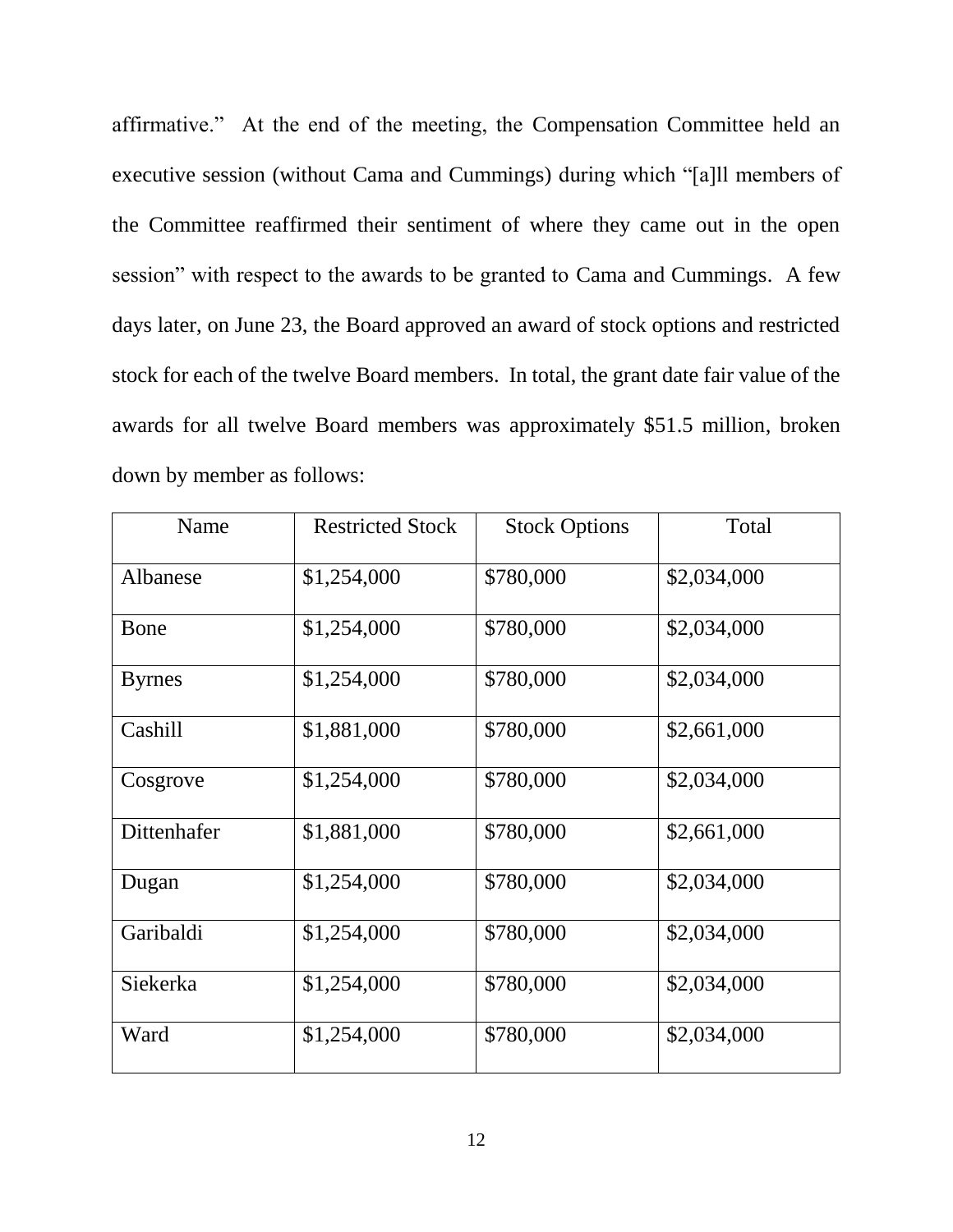affirmative." At the end of the meeting, the Compensation Committee held an executive session (without Cama and Cummings) during which "[a]ll members of the Committee reaffirmed their sentiment of where they came out in the open session" with respect to the awards to be granted to Cama and Cummings. A few days later, on June 23, the Board approved an award of stock options and restricted stock for each of the twelve Board members. In total, the grant date fair value of the awards for all twelve Board members was approximately $51.5 million, broken down by member as follows:

| Name | Restricted Stock | Stock Options | Total |
|---|---|---|---|
| Albanese | $1,254,000 | $780,000 | $2,034,000 |
| Bone | $1,254,000 | $780,000 | $2,034,000 |
| Byrnes | $1,254,000 | $780,000 | $2,034,000 |
| Cashill | $1,881,000 | $780,000 | $2,661,000 |
| Cosgrove | $1,254,000 | $780,000 | $2,034,000 |
| Dittenhafer | $1,881,000 | $780,000 | $2,661,000 |
| Dugan | $1,254,000 | $780,000 | $2,034,000 |
| Garibaldi | $1,254,000 | $780,000 | $2,034,000 |
| Siekerka | $1,254,000 | $780,000 | $2,034,000 |
| Ward | $1,254,000 | $780,000 | $2,034,000 |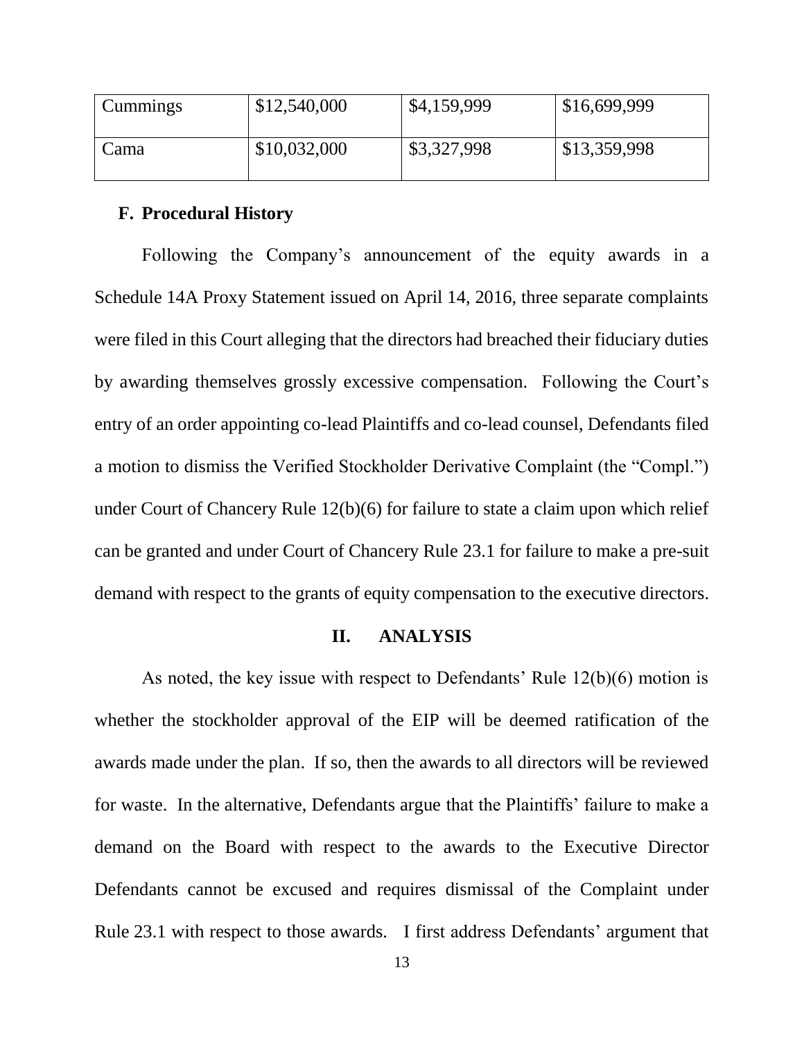| Cummings | \$12,540,000 | \$4,159,999 | \$16,699,999 |
|---|---|---|---|
| Cama | \$10,032,000 | \$3,327,998 | \$13,359,998 |

### F. Procedural History

Following the Company's announcement of the equity awards in a Schedule 14A Proxy Statement issued on April 14, 2016, three separate complaints were filed in this Court alleging that the directors had breached their fiduciary duties by awarding themselves grossly excessive compensation. Following the Court's entry of an order appointing co-lead Plaintiffs and co-lead counsel, Defendants filed a motion to dismiss the Verified Stockholder Derivative Complaint (the "Compl.") under Court of Chancery Rule 12(b)(6) for failure to state a claim upon which relief can be granted and under Court of Chancery Rule 23.1 for failure to make a pre-suit demand with respect to the grants of equity compensation to the executive directors.

## II. ANALYSIS

As noted, the key issue with respect to Defendants' Rule 12(b)(6) motion is whether the stockholder approval of the EIP will be deemed ratification of the awards made under the plan. If so, then the awards to all directors will be reviewed for waste. In the alternative, Defendants argue that the Plaintiffs' failure to make a demand on the Board with respect to the awards to the Executive Director Defendants cannot be excused and requires dismissal of the Complaint under Rule 23.1 with respect to those awards. I first address Defendants' argument that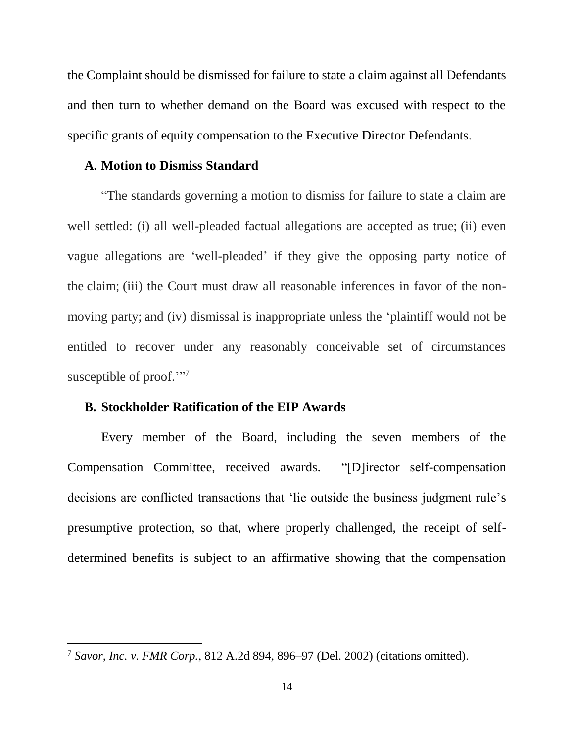the Complaint should be dismissed for failure to state a claim against all Defendants and then turn to whether demand on the Board was excused with respect to the specific grants of equity compensation to the Executive Director Defendants.

### A. Motion to Dismiss Standard

"The standards governing a motion to dismiss for failure to state a claim are well settled: (i) all well-pleaded factual allegations are accepted as true; (ii) even vague allegations are 'well-pleaded' if they give the opposing party notice of the claim; (iii) the Court must draw all reasonable inferences in favor of the non-moving party; and (iv) dismissal is inappropriate unless the 'plaintiff would not be entitled to recover under any reasonably conceivable set of circumstances susceptible of proof.'"[7]

### B. Stockholder Ratification of the EIP Awards

Every member of the Board, including the seven members of the Compensation Committee, received awards. "[D]irector self-compensation decisions are conflicted transactions that 'lie outside the business judgment rule's presumptive protection, so that, where properly challenged, the receipt of self-determined benefits is subject to an affirmative showing that the compensation

---

[7] *Savor, Inc. v. FMR Corp.*, 812 A.2d 894, 896–97 (Del. 2002) (citations omitted).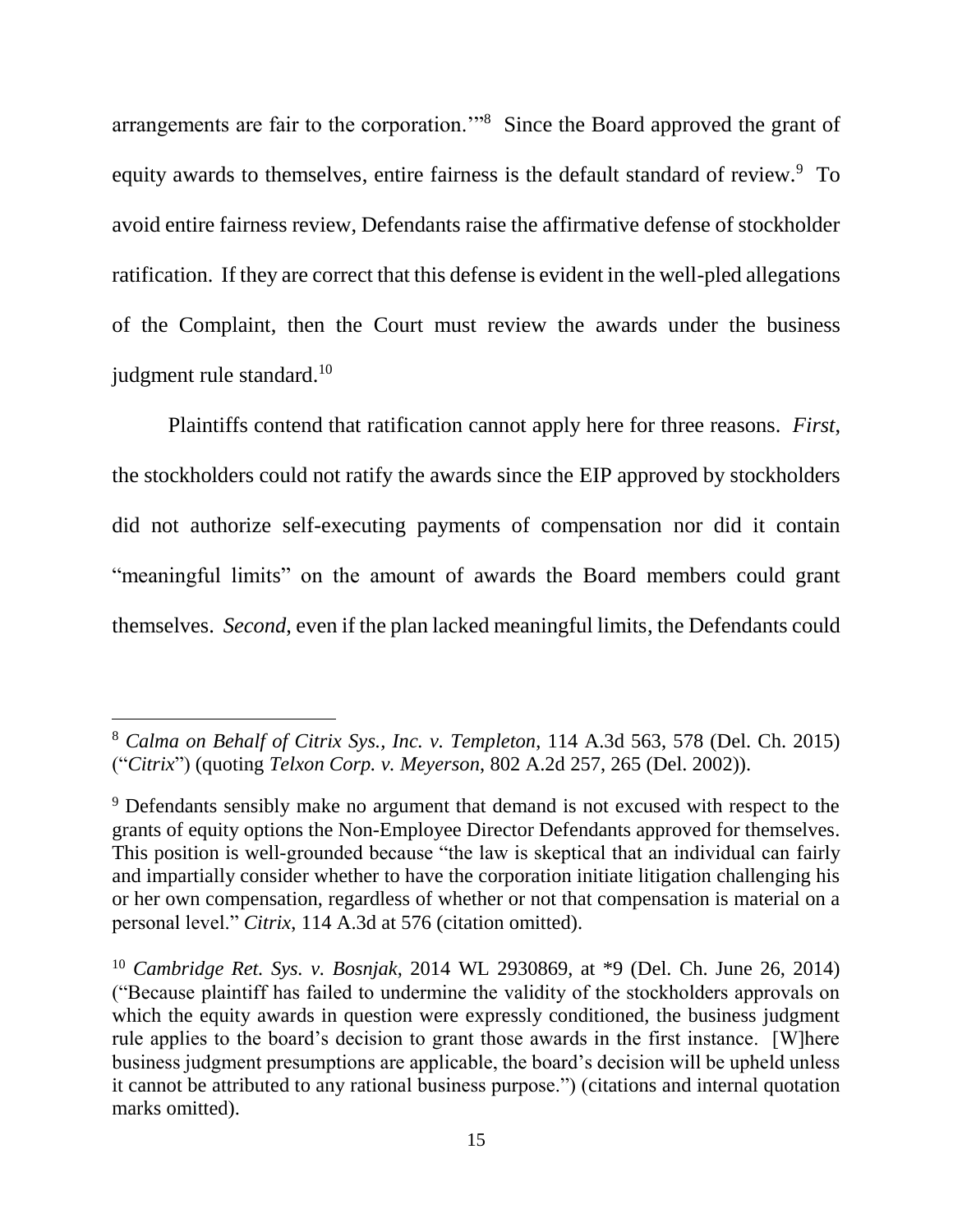arrangements are fair to the corporation.'"[8] Since the Board approved the grant of equity awards to themselves, entire fairness is the default standard of review.[9] To avoid entire fairness review, Defendants raise the affirmative defense of stockholder ratification. If they are correct that this defense is evident in the well-pled allegations of the Complaint, then the Court must review the awards under the business judgment rule standard.[10]

Plaintiffs contend that ratification cannot apply here for three reasons. *First*, the stockholders could not ratify the awards since the EIP approved by stockholders did not authorize self-executing payments of compensation nor did it contain "meaningful limits" on the amount of awards the Board members could grant themselves. *Second*, even if the plan lacked meaningful limits, the Defendants could

---

[8] *Calma on Behalf of Citrix Sys., Inc. v. Templeton*, 114 A.3d 563, 578 (Del. Ch. 2015) ("*Citrix*") (quoting *Telxon Corp. v. Meyerson*, 802 A.2d 257, 265 (Del. 2002)).

[9] Defendants sensibly make no argument that demand is not excused with respect to the grants of equity options the Non-Employee Director Defendants approved for themselves. This position is well-grounded because "the law is skeptical that an individual can fairly and impartially consider whether to have the corporation initiate litigation challenging his or her own compensation, regardless of whether or not that compensation is material on a personal level." *Citrix*, 114 A.3d at 576 (citation omitted).

[10] *Cambridge Ret. Sys. v. Bosnjak*, 2014 WL 2930869, at *9 (Del. Ch. June 26, 2014) ("Because plaintiff has failed to undermine the validity of the stockholders approvals on which the equity awards in question were expressly conditioned, the business judgment rule applies to the board's decision to grant those awards in the first instance. [W]here business judgment presumptions are applicable, the board's decision will be upheld unless it cannot be attributed to any rational business purpose.") (citations and internal quotation marks omitted).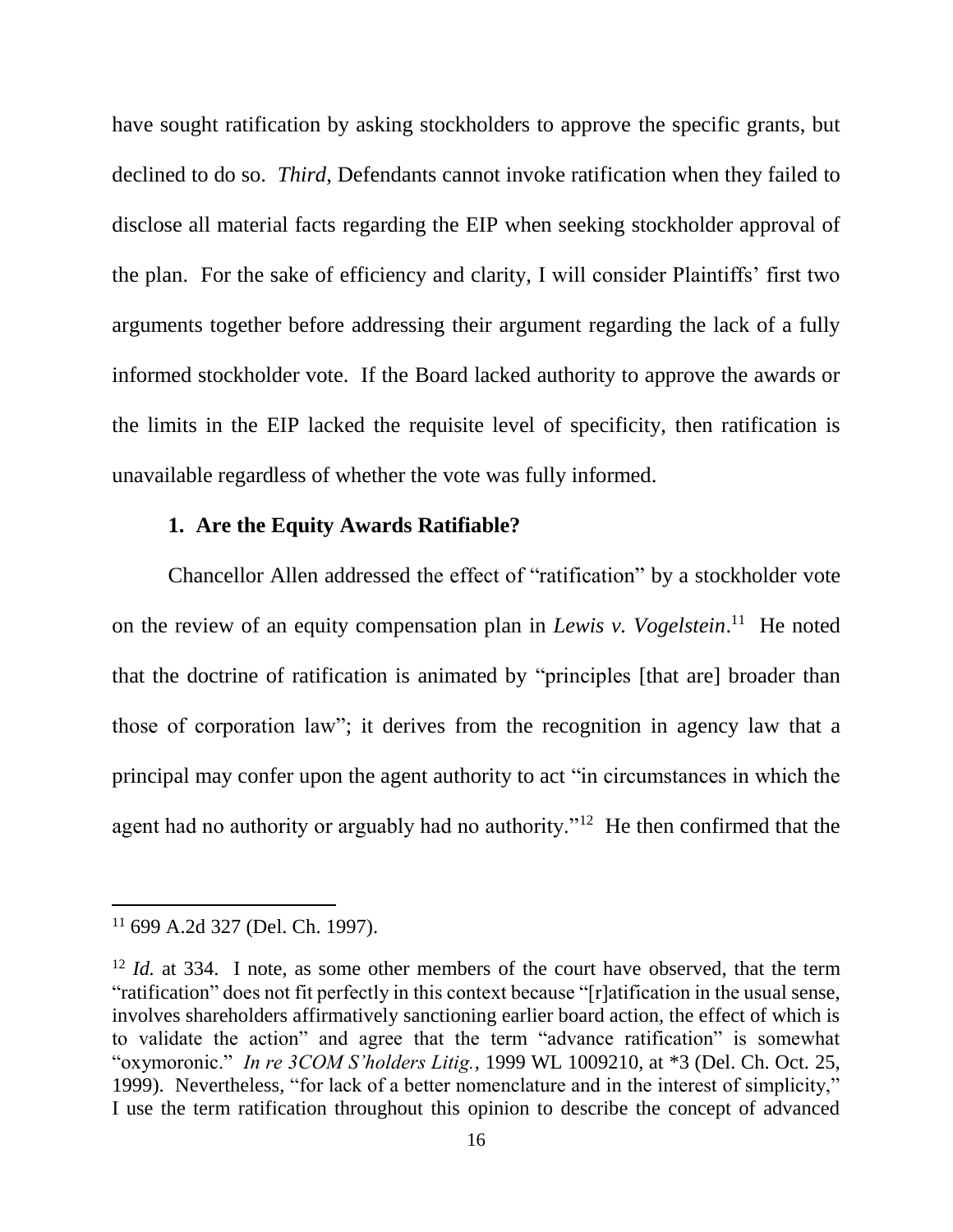have sought ratification by asking stockholders to approve the specific grants, but declined to do so. *Third*, Defendants cannot invoke ratification when they failed to disclose all material facts regarding the EIP when seeking stockholder approval of the plan. For the sake of efficiency and clarity, I will consider Plaintiffs' first two arguments together before addressing their argument regarding the lack of a fully informed stockholder vote. If the Board lacked authority to approve the awards or the limits in the EIP lacked the requisite level of specificity, then ratification is unavailable regardless of whether the vote was fully informed.

### 1. Are the Equity Awards Ratifiable?

Chancellor Allen addressed the effect of "ratification" by a stockholder vote on the review of an equity compensation plan in *Lewis v. Vogelstein*.[11] He noted that the doctrine of ratification is animated by "principles [that are] broader than those of corporation law"; it derives from the recognition in agency law that a principal may confer upon the agent authority to act "in circumstances in which the agent had no authority or arguably had no authority."[12] He then confirmed that the

---

[11] 699 A.2d 327 (Del. Ch. 1997).

[12] *Id.* at 334. I note, as some other members of the court have observed, that the term "ratification" does not fit perfectly in this context because "[r]atification in the usual sense, involves shareholders affirmatively sanctioning earlier board action, the effect of which is to validate the action" and agree that the term "advance ratification" is somewhat "oxymoronic." *In re 3COM S'holders Litig.*, 1999 WL 1009210, at *3 (Del. Ch. Oct. 25, 1999). Nevertheless, "for lack of a better nomenclature and in the interest of simplicity," I use the term ratification throughout this opinion to describe the concept of advanced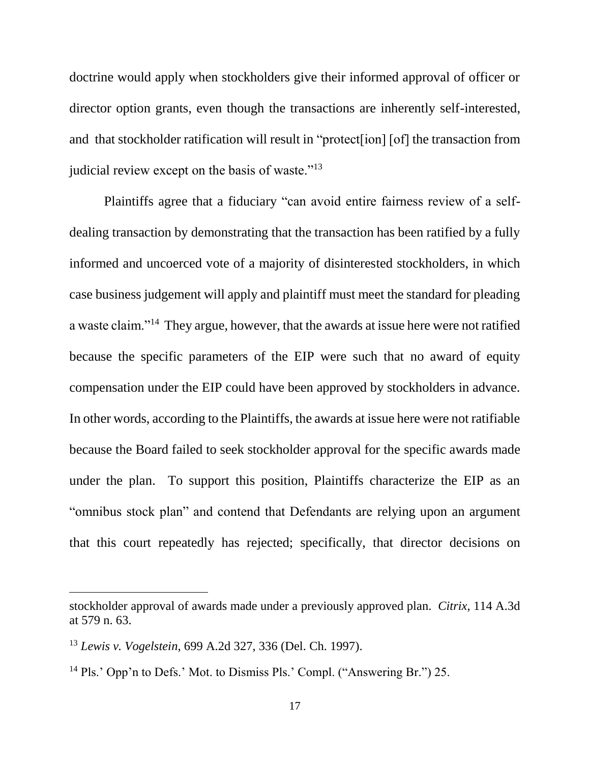doctrine would apply when stockholders give their informed approval of officer or director option grants, even though the transactions are inherently self-interested, and that stockholder ratification will result in "protect[ion] [of] the transaction from judicial review except on the basis of waste."[13]

Plaintiffs agree that a fiduciary "can avoid entire fairness review of a self-dealing transaction by demonstrating that the transaction has been ratified by a fully informed and uncoerced vote of a majority of disinterested stockholders, in which case business judgement will apply and plaintiff must meet the standard for pleading a waste claim."[14] They argue, however, that the awards at issue here were not ratified because the specific parameters of the EIP were such that no award of equity compensation under the EIP could have been approved by stockholders in advance. In other words, according to the Plaintiffs, the awards at issue here were not ratifiable because the Board failed to seek stockholder approval for the specific awards made under the plan. To support this position, Plaintiffs characterize the EIP as an "omnibus stock plan" and contend that Defendants are relying upon an argument that this court repeatedly has rejected; specifically, that director decisions on

---

stockholder approval of awards made under a previously approved plan. *Citrix*, 114 A.3d at 579 n. 63.

[13] *Lewis v. Vogelstein*, 699 A.2d 327, 336 (Del. Ch. 1997).

[14] Pls.' Opp'n to Defs.' Mot. to Dismiss Pls.' Compl. ("Answering Br.") 25.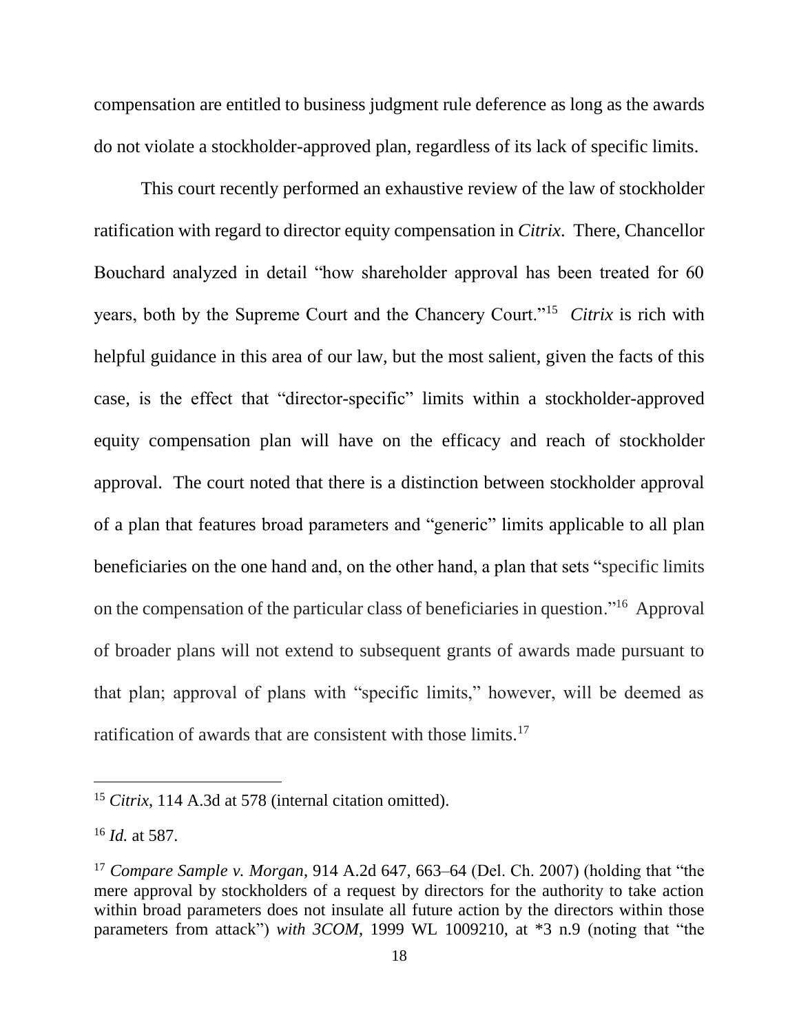compensation are entitled to business judgment rule deference as long as the awards do not violate a stockholder-approved plan, regardless of its lack of specific limits.

This court recently performed an exhaustive review of the law of stockholder ratification with regard to director equity compensation in *Citrix*. There, Chancellor Bouchard analyzed in detail "how shareholder approval has been treated for 60 years, both by the Supreme Court and the Chancery Court."[15] *Citrix* is rich with helpful guidance in this area of our law, but the most salient, given the facts of this case, is the effect that "director-specific" limits within a stockholder-approved equity compensation plan will have on the efficacy and reach of stockholder approval. The court noted that there is a distinction between stockholder approval of a plan that features broad parameters and "generic" limits applicable to all plan beneficiaries on the one hand and, on the other hand, a plan that sets "specific limits on the compensation of the particular class of beneficiaries in question."[16] Approval of broader plans will not extend to subsequent grants of awards made pursuant to that plan; approval of plans with "specific limits," however, will be deemed as ratification of awards that are consistent with those limits.[17]

---

[15] *Citrix*, 114 A.3d at 578 (internal citation omitted).

[16] *Id.* at 587.

[17] *Compare Sample v. Morgan*, 914 A.2d 647, 663–64 (Del. Ch. 2007) (holding that "the mere approval by stockholders of a request by directors for the authority to take action within broad parameters does not insulate all future action by the directors within those parameters from attack") *with 3COM*, 1999 WL 1009210, at *3 n.9 (noting that "the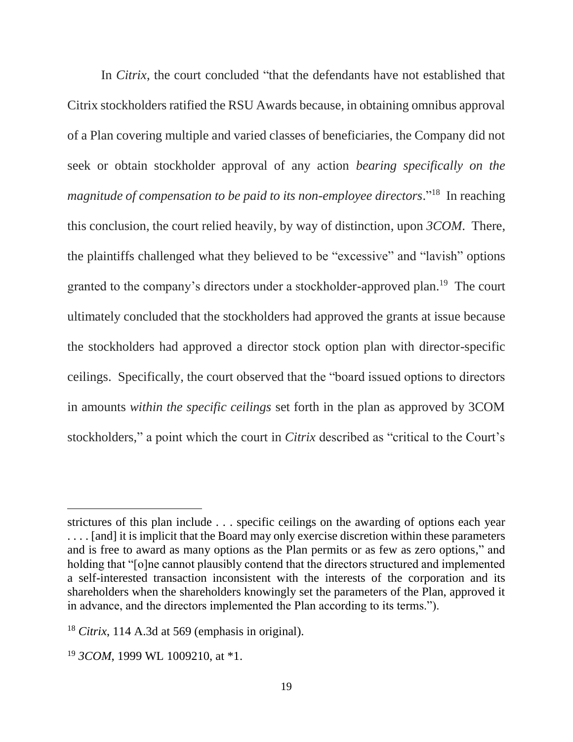In *Citrix*, the court concluded "that the defendants have not established that Citrix stockholders ratified the RSU Awards because, in obtaining omnibus approval of a Plan covering multiple and varied classes of beneficiaries, the Company did not seek or obtain stockholder approval of any action *bearing specifically on the magnitude of compensation to be paid to its non-employee directors*."[18] In reaching this conclusion, the court relied heavily, by way of distinction, upon *3COM*. There, the plaintiffs challenged what they believed to be "excessive" and "lavish" options granted to the company's directors under a stockholder-approved plan.[19] The court ultimately concluded that the stockholders had approved the grants at issue because the stockholders had approved a director stock option plan with director-specific ceilings. Specifically, the court observed that the "board issued options to directors in amounts *within the specific ceilings* set forth in the plan as approved by 3COM stockholders," a point which the court in *Citrix* described as "critical to the Court's

---

strictures of this plan include . . . specific ceilings on the awarding of options each year . . . . [and] it is implicit that the Board may only exercise discretion within these parameters and is free to award as many options as the Plan permits or as few as zero options," and holding that "[o]ne cannot plausibly contend that the directors structured and implemented a self-interested transaction inconsistent with the interests of the corporation and its shareholders when the shareholders knowingly set the parameters of the Plan, approved it in advance, and the directors implemented the Plan according to its terms.").

[18] *Citrix*, 114 A.3d at 569 (emphasis in original).

[19] *3COM*, 1999 WL 1009210, at *1.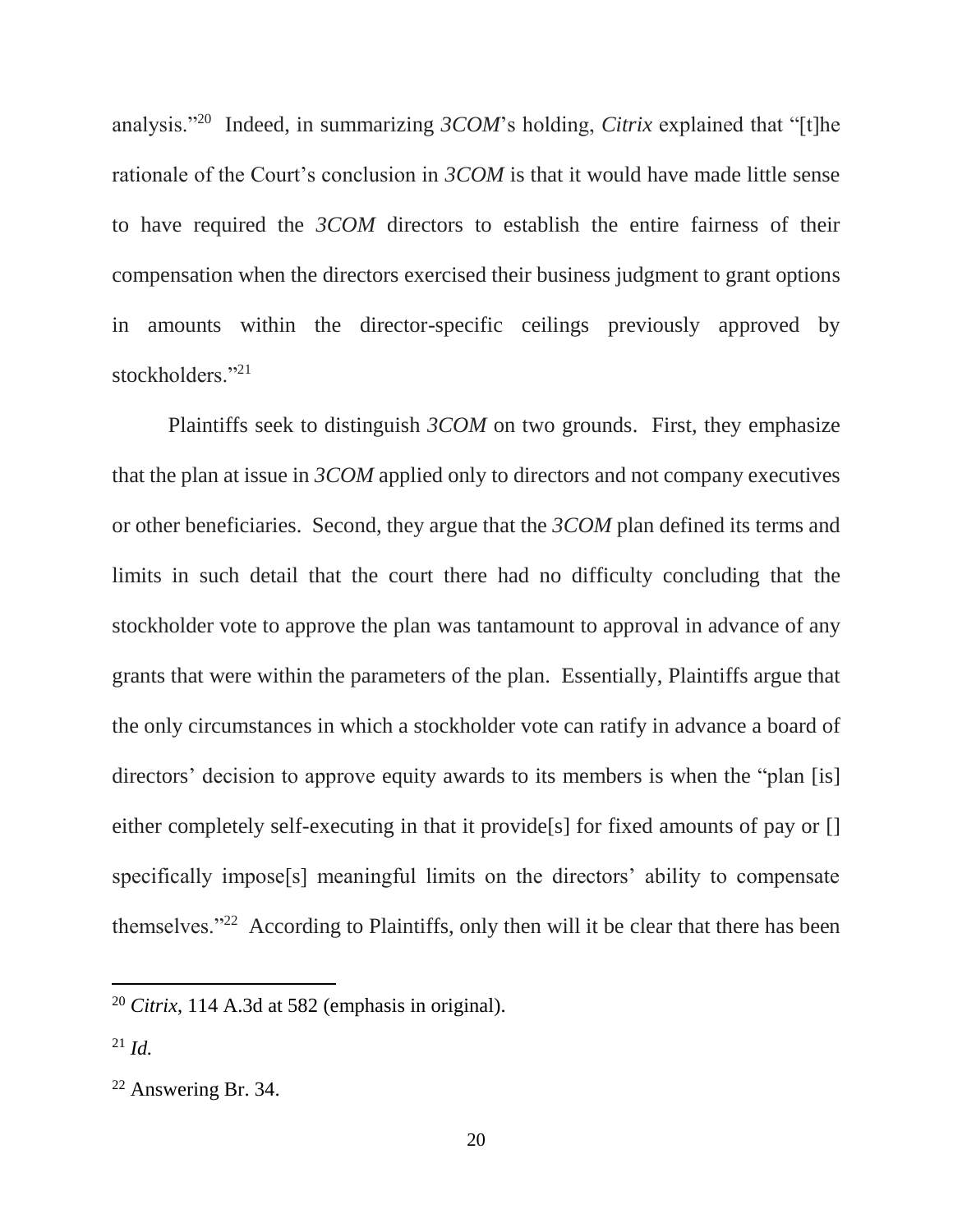analysis."[20] Indeed, in summarizing *3COM*'s holding, *Citrix* explained that "[t]he rationale of the Court's conclusion in *3COM* is that it would have made little sense to have required the *3COM* directors to establish the entire fairness of their compensation when the directors exercised their business judgment to grant options in amounts within the director-specific ceilings previously approved by stockholders."[21]

Plaintiffs seek to distinguish *3COM* on two grounds. First, they emphasize that the plan at issue in *3COM* applied only to directors and not company executives or other beneficiaries. Second, they argue that the *3COM* plan defined its terms and limits in such detail that the court there had no difficulty concluding that the stockholder vote to approve the plan was tantamount to approval in advance of any grants that were within the parameters of the plan. Essentially, Plaintiffs argue that the only circumstances in which a stockholder vote can ratify in advance a board of directors' decision to approve equity awards to its members is when the "plan [is] either completely self-executing in that it provide[s] for fixed amounts of pay or [] specifically impose[s] meaningful limits on the directors' ability to compensate themselves."[22] According to Plaintiffs, only then will it be clear that there has been

---

[20] *Citrix*, 114 A.3d at 582 (emphasis in original).

[21] *Id.*

[22] Answering Br. 34.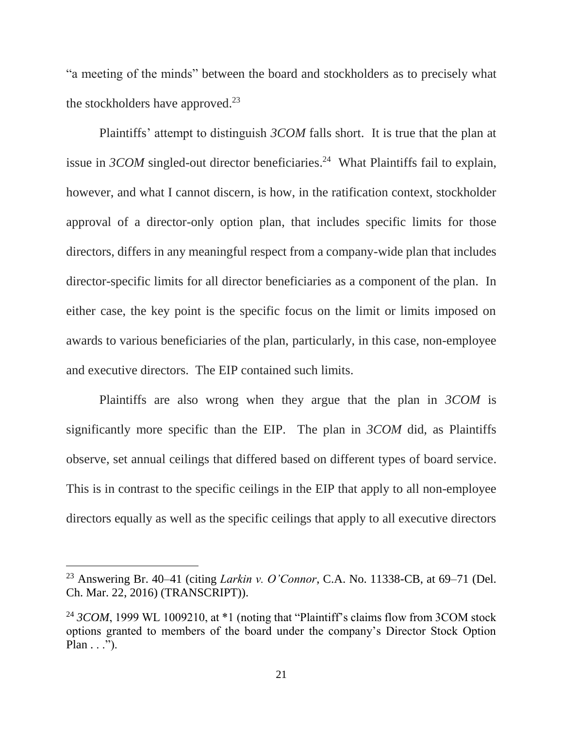"a meeting of the minds" between the board and stockholders as to precisely what the stockholders have approved.[23]

Plaintiffs' attempt to distinguish *3COM* falls short. It is true that the plan at issue in *3COM* singled-out director beneficiaries.[24] What Plaintiffs fail to explain, however, and what I cannot discern, is how, in the ratification context, stockholder approval of a director-only option plan, that includes specific limits for those directors, differs in any meaningful respect from a company-wide plan that includes director-specific limits for all director beneficiaries as a component of the plan. In either case, the key point is the specific focus on the limit or limits imposed on awards to various beneficiaries of the plan, particularly, in this case, non-employee and executive directors. The EIP contained such limits.

Plaintiffs are also wrong when they argue that the plan in *3COM* is significantly more specific than the EIP. The plan in *3COM* did, as Plaintiffs observe, set annual ceilings that differed based on different types of board service. This is in contrast to the specific ceilings in the EIP that apply to all non-employee directors equally as well as the specific ceilings that apply to all executive directors

---

[23] Answering Br. 40–41 (citing *Larkin v. O'Connor*, C.A. No. 11338-CB, at 69–71 (Del. Ch. Mar. 22, 2016) (TRANSCRIPT)).

[24] *3COM*, 1999 WL 1009210, at *1 (noting that "Plaintiff's claims flow from 3COM stock options granted to members of the board under the company's Director Stock Option Plan . . .").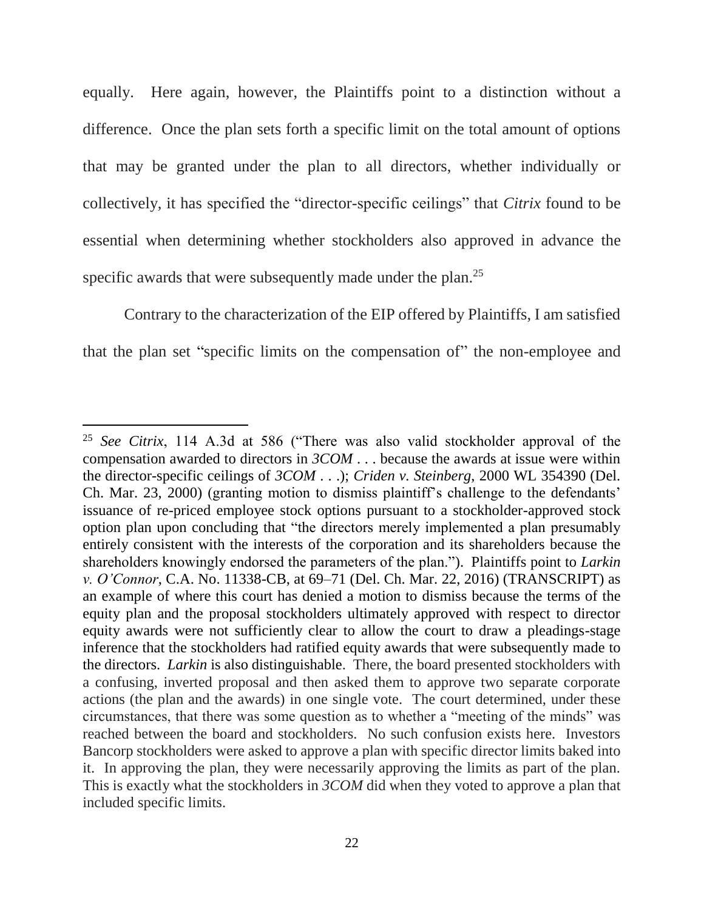equally. Here again, however, the Plaintiffs point to a distinction without a difference. Once the plan sets forth a specific limit on the total amount of options that may be granted under the plan to all directors, whether individually or collectively, it has specified the "director-specific ceilings" that *Citrix* found to be essential when determining whether stockholders also approved in advance the specific awards that were subsequently made under the plan.[25]

Contrary to the characterization of the EIP offered by Plaintiffs, I am satisfied that the plan set "specific limits on the compensation of" the non-employee and

---

[25] *See Citrix*, 114 A.3d at 586 ("There was also valid stockholder approval of the compensation awarded to directors in *3COM* . . . because the awards at issue were within the director-specific ceilings of *3COM* . . .); *Criden v. Steinberg*, 2000 WL 354390 (Del. Ch. Mar. 23, 2000) (granting motion to dismiss plaintiff's challenge to the defendants' issuance of re-priced employee stock options pursuant to a stockholder-approved stock option plan upon concluding that "the directors merely implemented a plan presumably entirely consistent with the interests of the corporation and its shareholders because the shareholders knowingly endorsed the parameters of the plan."). Plaintiffs point to *Larkin v. O'Connor*, C.A. No. 11338-CB, at 69–71 (Del. Ch. Mar. 22, 2016) (TRANSCRIPT) as an example of where this court has denied a motion to dismiss because the terms of the equity plan and the proposal stockholders ultimately approved with respect to director equity awards were not sufficiently clear to allow the court to draw a pleadings-stage inference that the stockholders had ratified equity awards that were subsequently made to the directors. *Larkin* is also distinguishable. There, the board presented stockholders with a confusing, inverted proposal and then asked them to approve two separate corporate actions (the plan and the awards) in one single vote. The court determined, under these circumstances, that there was some question as to whether a "meeting of the minds" was reached between the board and stockholders. No such confusion exists here. Investors Bancorp stockholders were asked to approve a plan with specific director limits baked into it. In approving the plan, they were necessarily approving the limits as part of the plan. This is exactly what the stockholders in *3COM* did when they voted to approve a plan that included specific limits.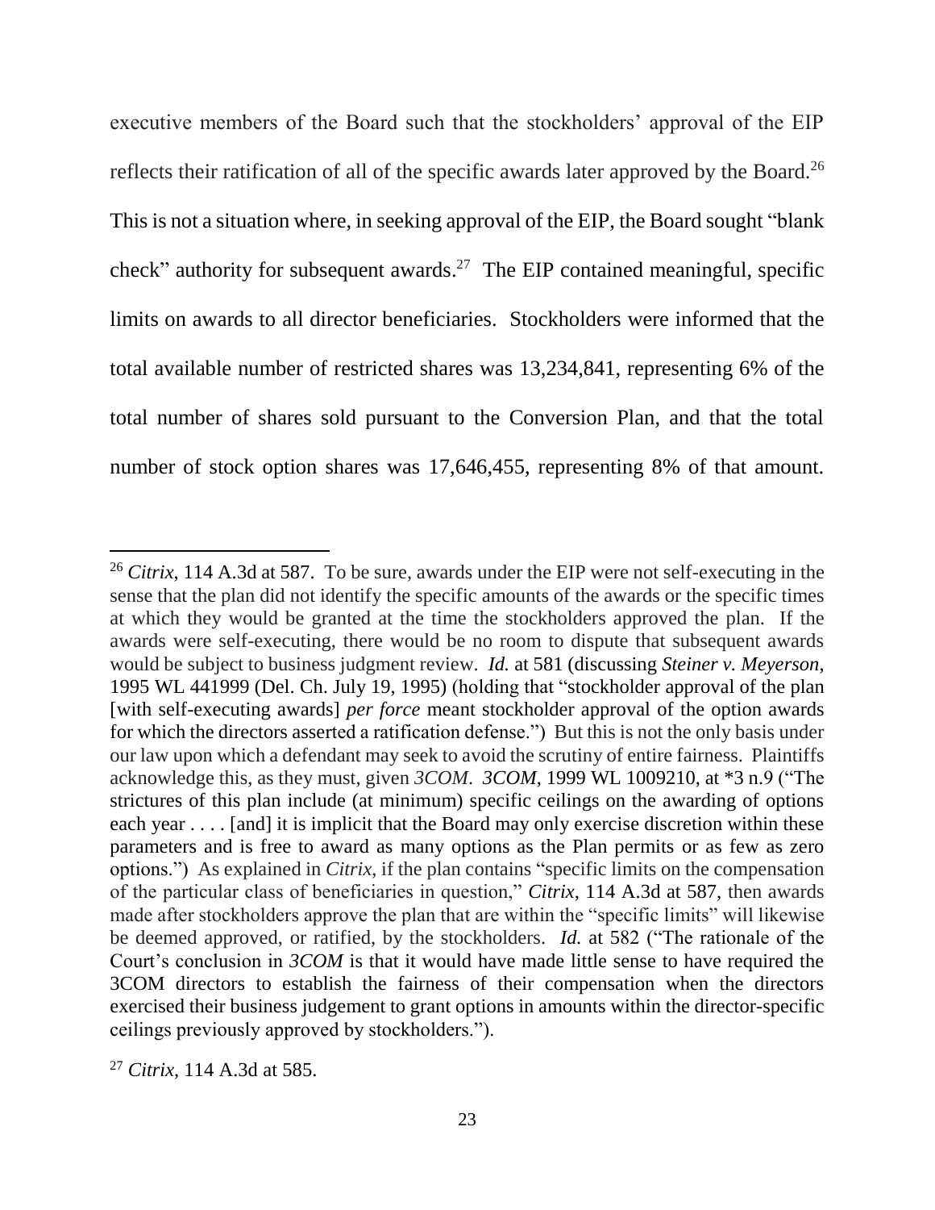executive members of the Board such that the stockholders' approval of the EIP reflects their ratification of all of the specific awards later approved by the Board.[26] This is not a situation where, in seeking approval of the EIP, the Board sought "blank check" authority for subsequent awards.[27] The EIP contained meaningful, specific limits on awards to all director beneficiaries. Stockholders were informed that the total available number of restricted shares was 13,234,841, representing 6% of the total number of shares sold pursuant to the Conversion Plan, and that the total number of stock option shares was 17,646,455, representing 8% of that amount.

---

[26] *Citrix*, 114 A.3d at 587. To be sure, awards under the EIP were not self-executing in the sense that the plan did not identify the specific amounts of the awards or the specific times at which they would be granted at the time the stockholders approved the plan. If the awards were self-executing, there would be no room to dispute that subsequent awards would be subject to business judgment review. *Id.* at 581 (discussing *Steiner v. Meyerson*, 1995 WL 441999 (Del. Ch. July 19, 1995) (holding that "stockholder approval of the plan [with self-executing awards] *per force* meant stockholder approval of the option awards for which the directors asserted a ratification defense.") But this is not the only basis under our law upon which a defendant may seek to avoid the scrutiny of entire fairness. Plaintiffs acknowledge this, as they must, given *3COM*. *3COM*, 1999 WL 1009210, at *3 n.9 ("The strictures of this plan include (at minimum) specific ceilings on the awarding of options each year . . . . [and] it is implicit that the Board may only exercise discretion within these parameters and is free to award as many options as the Plan permits or as few as zero options.") As explained in *Citrix*, if the plan contains "specific limits on the compensation of the particular class of beneficiaries in question," *Citrix*, 114 A.3d at 587, then awards made after stockholders approve the plan that are within the "specific limits" will likewise be deemed approved, or ratified, by the stockholders. *Id.* at 582 ("The rationale of the Court's conclusion in *3COM* is that it would have made little sense to have required the 3COM directors to establish the fairness of their compensation when the directors exercised their business judgement to grant options in amounts within the director-specific ceilings previously approved by stockholders.").

[27] *Citrix*, 114 A.3d at 585.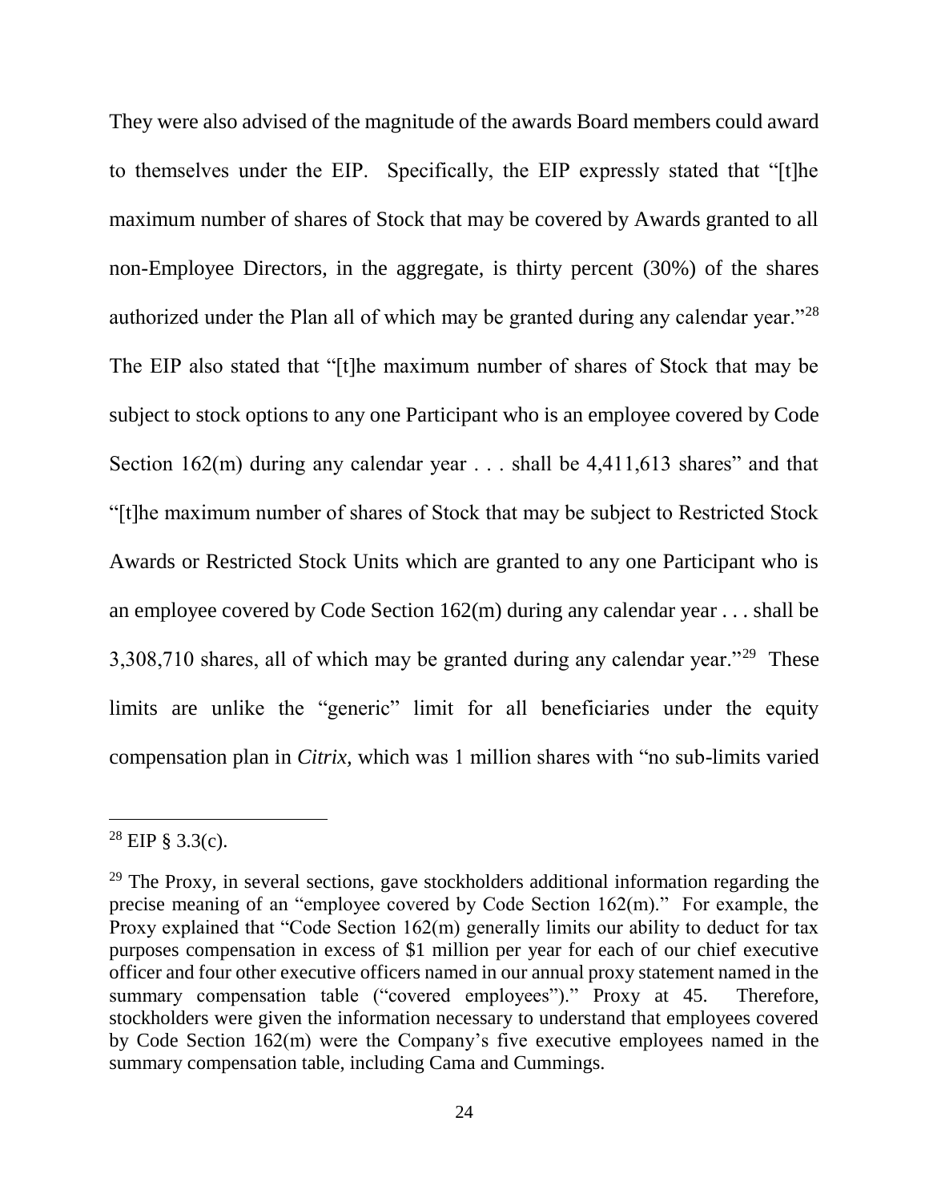They were also advised of the magnitude of the awards Board members could award to themselves under the EIP. Specifically, the EIP expressly stated that "[t]he maximum number of shares of Stock that may be covered by Awards granted to all non-Employee Directors, in the aggregate, is thirty percent (30%) of the shares authorized under the Plan all of which may be granted during any calendar year."[28] The EIP also stated that "[t]he maximum number of shares of Stock that may be subject to stock options to any one Participant who is an employee covered by Code Section 162(m) during any calendar year . . . shall be 4,411,613 shares" and that "[t]he maximum number of shares of Stock that may be subject to Restricted Stock Awards or Restricted Stock Units which are granted to any one Participant who is an employee covered by Code Section 162(m) during any calendar year . . . shall be 3,308,710 shares, all of which may be granted during any calendar year."[29] These limits are unlike the "generic" limit for all beneficiaries under the equity compensation plan in *Citrix,* which was 1 million shares with "no sub-limits varied

---

[28] EIP § 3.3(c).

[29] The Proxy, in several sections, gave stockholders additional information regarding the precise meaning of an "employee covered by Code Section 162(m)." For example, the Proxy explained that "Code Section 162(m) generally limits our ability to deduct for tax purposes compensation in excess of $1 million per year for each of our chief executive officer and four other executive officers named in our annual proxy statement named in the summary compensation table ("covered employees")." Proxy at 45. Therefore, stockholders were given the information necessary to understand that employees covered by Code Section 162(m) were the Company's five executive employees named in the summary compensation table, including Cama and Cummings.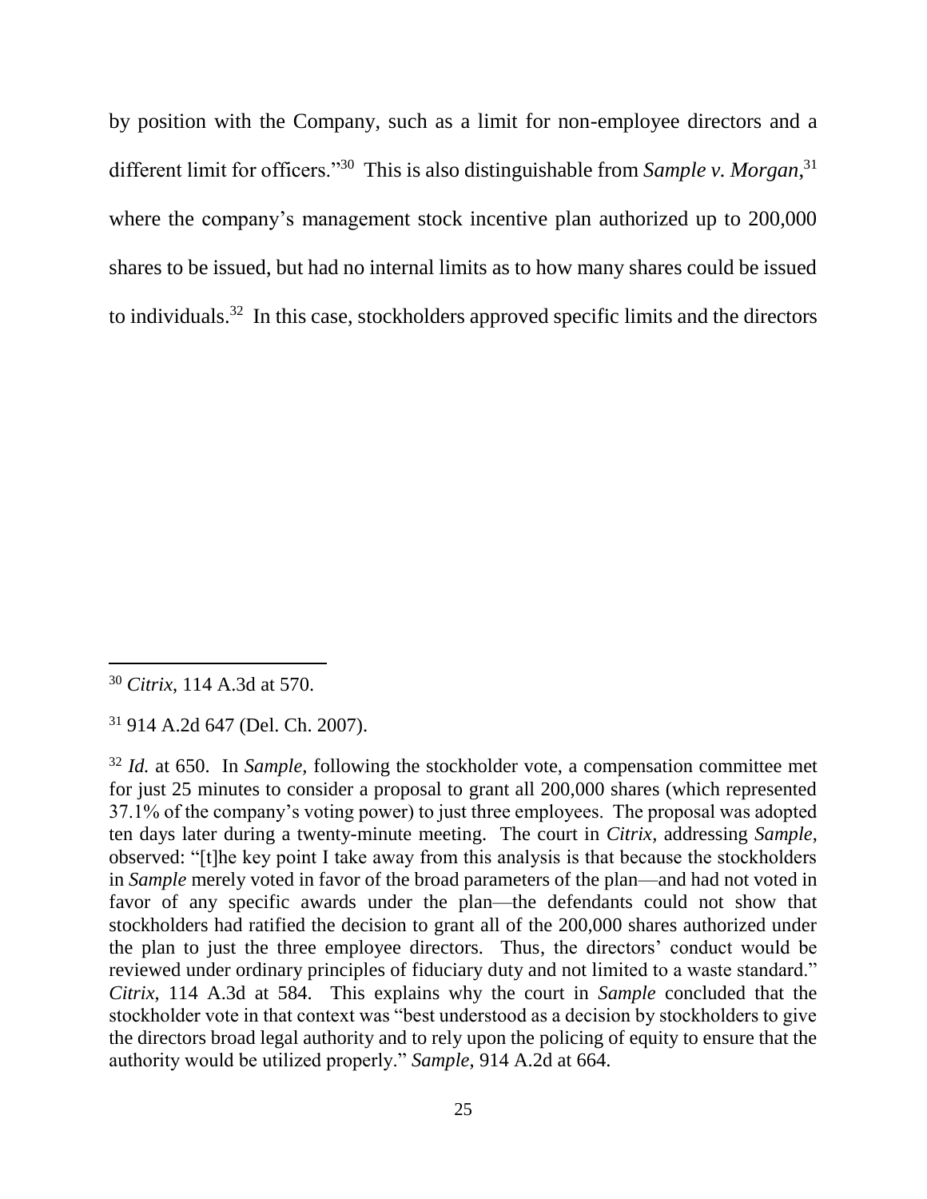by position with the Company, such as a limit for non-employee directors and a different limit for officers."[30] This is also distinguishable from *Sample v. Morgan*,[31] where the company's management stock incentive plan authorized up to 200,000 shares to be issued, but had no internal limits as to how many shares could be issued to individuals.[32] In this case, stockholders approved specific limits and the directors

---

[30] *Citrix*, 114 A.3d at 570.

[31] 914 A.2d 647 (Del. Ch. 2007).

[32] *Id.* at 650. In *Sample*, following the stockholder vote, a compensation committee met for just 25 minutes to consider a proposal to grant all 200,000 shares (which represented 37.1% of the company's voting power) to just three employees. The proposal was adopted ten days later during a twenty-minute meeting. The court in *Citrix*, addressing *Sample*, observed: "[t]he key point I take away from this analysis is that because the stockholders in *Sample* merely voted in favor of the broad parameters of the plan—and had not voted in favor of any specific awards under the plan—the defendants could not show that stockholders had ratified the decision to grant all of the 200,000 shares authorized under the plan to just the three employee directors. Thus, the directors' conduct would be reviewed under ordinary principles of fiduciary duty and not limited to a waste standard." *Citrix*, 114 A.3d at 584. This explains why the court in *Sample* concluded that the stockholder vote in that context was "best understood as a decision by stockholders to give the directors broad legal authority and to rely upon the policing of equity to ensure that the authority would be utilized properly." *Sample*, 914 A.2d at 664.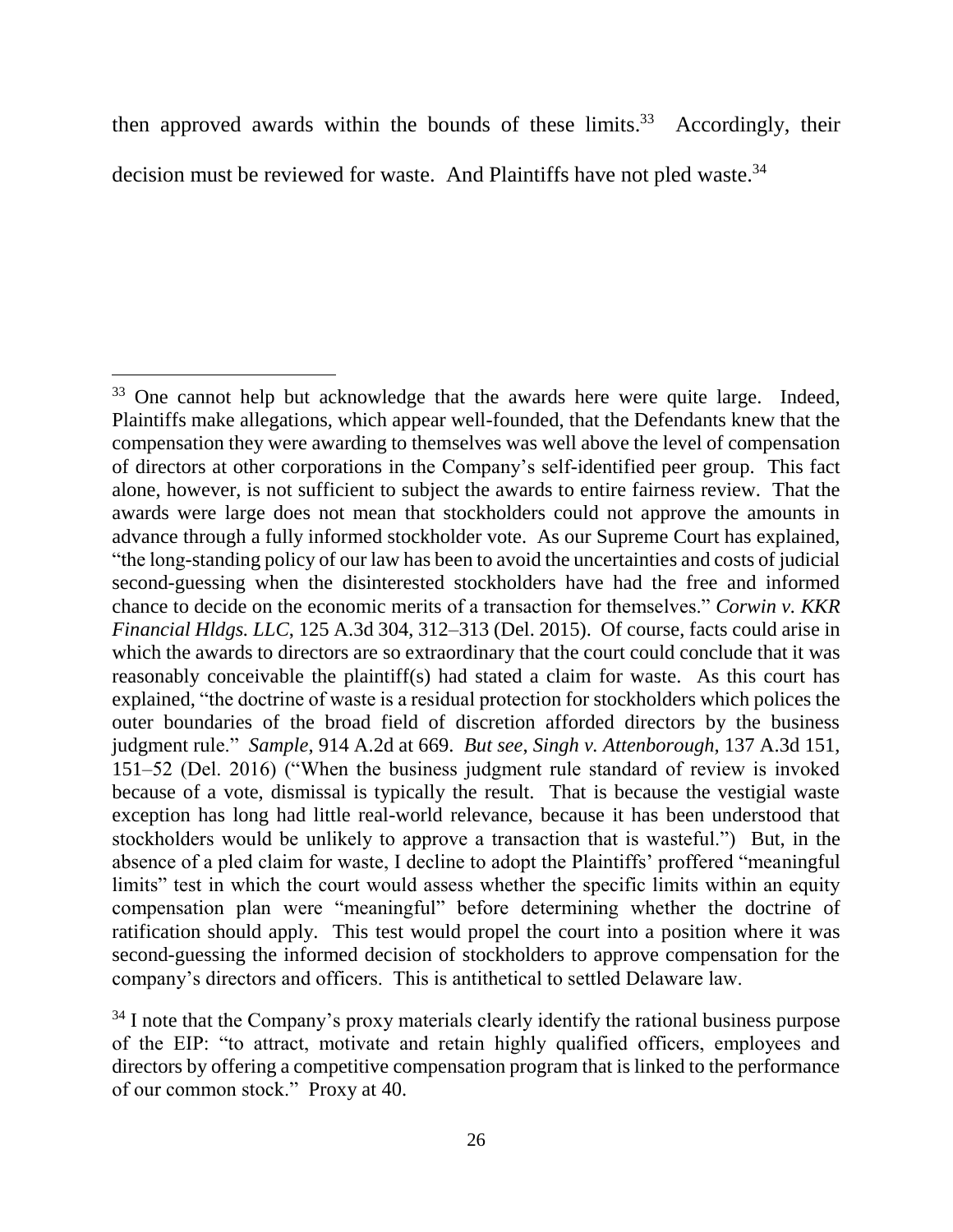then approved awards within the bounds of these limits.[33] Accordingly, their decision must be reviewed for waste. And Plaintiffs have not pled waste.[34]

---

[33] One cannot help but acknowledge that the awards here were quite large. Indeed, Plaintiffs make allegations, which appear well-founded, that the Defendants knew that the compensation they were awarding to themselves was well above the level of compensation of directors at other corporations in the Company's self-identified peer group. This fact alone, however, is not sufficient to subject the awards to entire fairness review. That the awards were large does not mean that stockholders could not approve the amounts in advance through a fully informed stockholder vote. As our Supreme Court has explained, "the long-standing policy of our law has been to avoid the uncertainties and costs of judicial second-guessing when the disinterested stockholders have had the free and informed chance to decide on the economic merits of a transaction for themselves." *Corwin v. KKR Financial Hldgs. LLC*, 125 A.3d 304, 312–313 (Del. 2015). Of course, facts could arise in which the awards to directors are so extraordinary that the court could conclude that it was reasonably conceivable the plaintiff(s) had stated a claim for waste. As this court has explained, "the doctrine of waste is a residual protection for stockholders which polices the outer boundaries of the broad field of discretion afforded directors by the business judgment rule." *Sample*, 914 A.2d at 669. *But see*, *Singh v. Attenborough*, 137 A.3d 151, 151–52 (Del. 2016) ("When the business judgment rule standard of review is invoked because of a vote, dismissal is typically the result. That is because the vestigial waste exception has long had little real-world relevance, because it has been understood that stockholders would be unlikely to approve a transaction that is wasteful.") But, in the absence of a pled claim for waste, I decline to adopt the Plaintiffs' proffered "meaningful limits" test in which the court would assess whether the specific limits within an equity compensation plan were "meaningful" before determining whether the doctrine of ratification should apply. This test would propel the court into a position where it was second-guessing the informed decision of stockholders to approve compensation for the company's directors and officers. This is antithetical to settled Delaware law.

[34] I note that the Company's proxy materials clearly identify the rational business purpose of the EIP: "to attract, motivate and retain highly qualified officers, employees and directors by offering a competitive compensation program that is linked to the performance of our common stock." Proxy at 40.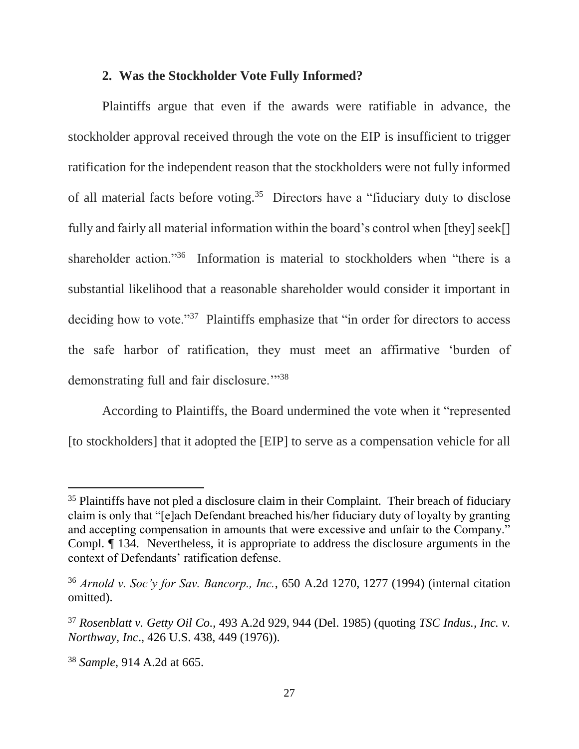### 2. Was the Stockholder Vote Fully Informed?

Plaintiffs argue that even if the awards were ratifiable in advance, the stockholder approval received through the vote on the EIP is insufficient to trigger ratification for the independent reason that the stockholders were not fully informed of all material facts before voting.[35] Directors have a "fiduciary duty to disclose fully and fairly all material information within the board's control when [they] seek[] shareholder action."[36] Information is material to stockholders when "there is a substantial likelihood that a reasonable shareholder would consider it important in deciding how to vote."[37] Plaintiffs emphasize that "in order for directors to access the safe harbor of ratification, they must meet an affirmative 'burden of demonstrating full and fair disclosure.'"[38]

According to Plaintiffs, the Board undermined the vote when it "represented [to stockholders] that it adopted the [EIP] to serve as a compensation vehicle for all

---

[35] Plaintiffs have not pled a disclosure claim in their Complaint. Their breach of fiduciary claim is only that "[e]ach Defendant breached his/her fiduciary duty of loyalty by granting and accepting compensation in amounts that were excessive and unfair to the Company." Compl. ¶ 134. Nevertheless, it is appropriate to address the disclosure arguments in the context of Defendants' ratification defense.

[36] *Arnold v. Soc'y for Sav. Bancorp., Inc.*, 650 A.2d 1270, 1277 (1994) (internal citation omitted).

[37] *Rosenblatt v. Getty Oil Co.*, 493 A.2d 929, 944 (Del. 1985) (quoting *TSC Indus., Inc. v. Northway, Inc*., 426 U.S. 438, 449 (1976)).

[38] *Sample*, 914 A.2d at 665.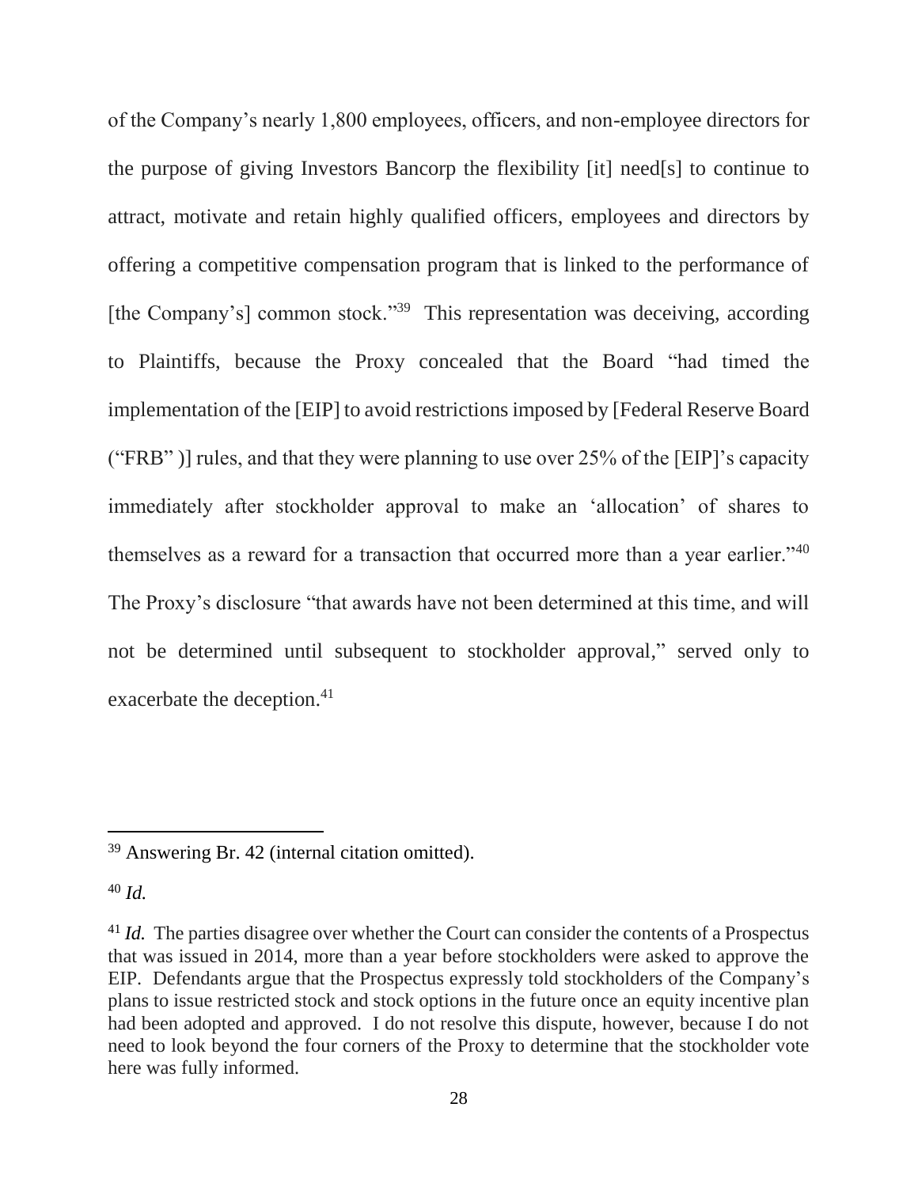of the Company's nearly 1,800 employees, officers, and non-employee directors for the purpose of giving Investors Bancorp the flexibility [it] need[s] to continue to attract, motivate and retain highly qualified officers, employees and directors by offering a competitive compensation program that is linked to the performance of [the Company's] common stock."[39] This representation was deceiving, according to Plaintiffs, because the Proxy concealed that the Board "had timed the implementation of the [EIP] to avoid restrictions imposed by [Federal Reserve Board ("FRB" )] rules, and that they were planning to use over 25% of the [EIP]'s capacity immediately after stockholder approval to make an 'allocation' of shares to themselves as a reward for a transaction that occurred more than a year earlier."[40] The Proxy's disclosure "that awards have not been determined at this time, and will not be determined until subsequent to stockholder approval," served only to exacerbate the deception.[41]

---

[39] Answering Br. 42 (internal citation omitted).

[40] *Id.*

[41] *Id.* The parties disagree over whether the Court can consider the contents of a Prospectus that was issued in 2014, more than a year before stockholders were asked to approve the EIP. Defendants argue that the Prospectus expressly told stockholders of the Company's plans to issue restricted stock and stock options in the future once an equity incentive plan had been adopted and approved. I do not resolve this dispute, however, because I do not need to look beyond the four corners of the Proxy to determine that the stockholder vote here was fully informed.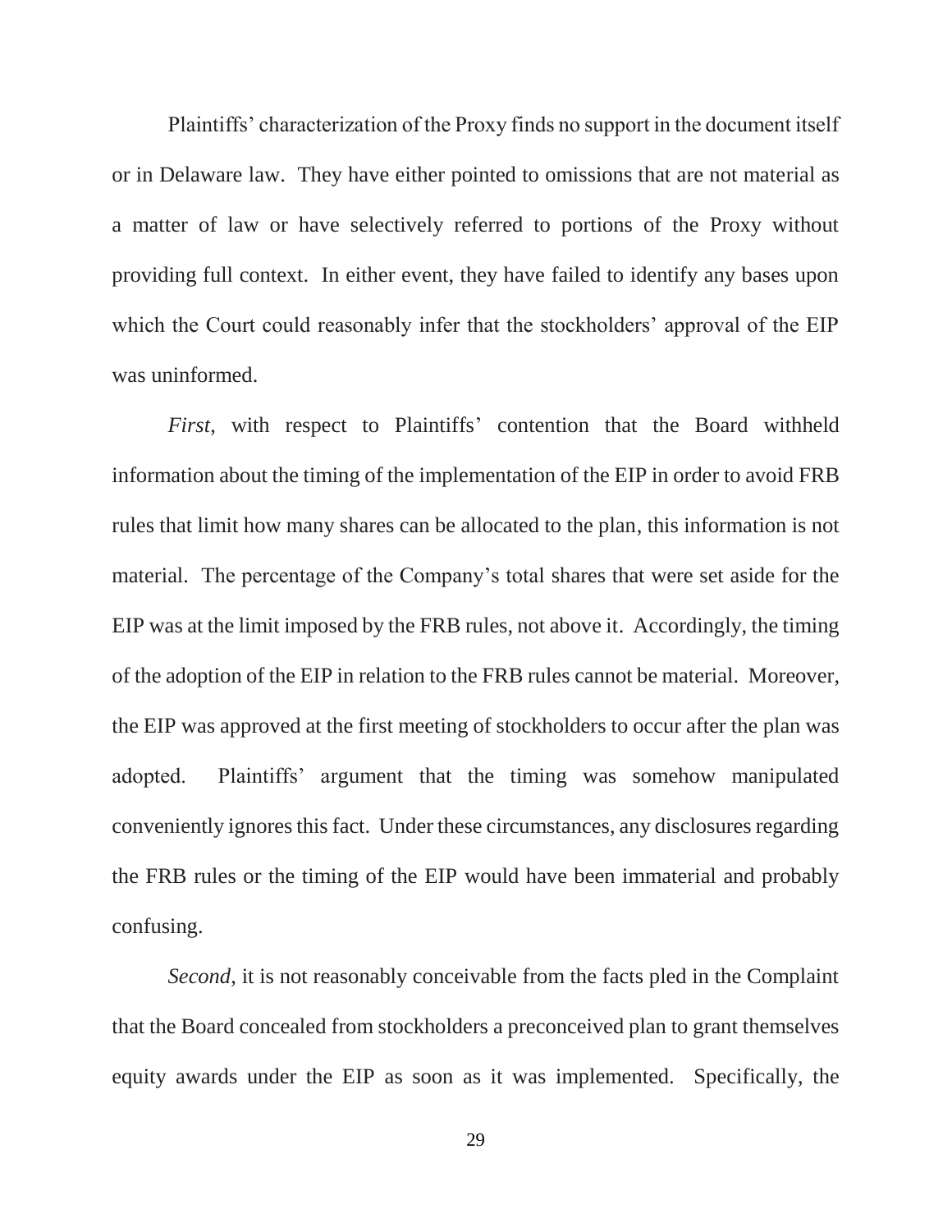Plaintiffs' characterization of the Proxy finds no support in the document itself or in Delaware law. They have either pointed to omissions that are not material as a matter of law or have selectively referred to portions of the Proxy without providing full context. In either event, they have failed to identify any bases upon which the Court could reasonably infer that the stockholders' approval of the EIP was uninformed.

*First*, with respect to Plaintiffs' contention that the Board withheld information about the timing of the implementation of the EIP in order to avoid FRB rules that limit how many shares can be allocated to the plan, this information is not material. The percentage of the Company's total shares that were set aside for the EIP was at the limit imposed by the FRB rules, not above it. Accordingly, the timing of the adoption of the EIP in relation to the FRB rules cannot be material. Moreover, the EIP was approved at the first meeting of stockholders to occur after the plan was adopted. Plaintiffs' argument that the timing was somehow manipulated conveniently ignores this fact. Under these circumstances, any disclosures regarding the FRB rules or the timing of the EIP would have been immaterial and probably confusing.

*Second*, it is not reasonably conceivable from the facts pled in the Complaint that the Board concealed from stockholders a preconceived plan to grant themselves equity awards under the EIP as soon as it was implemented. Specifically, the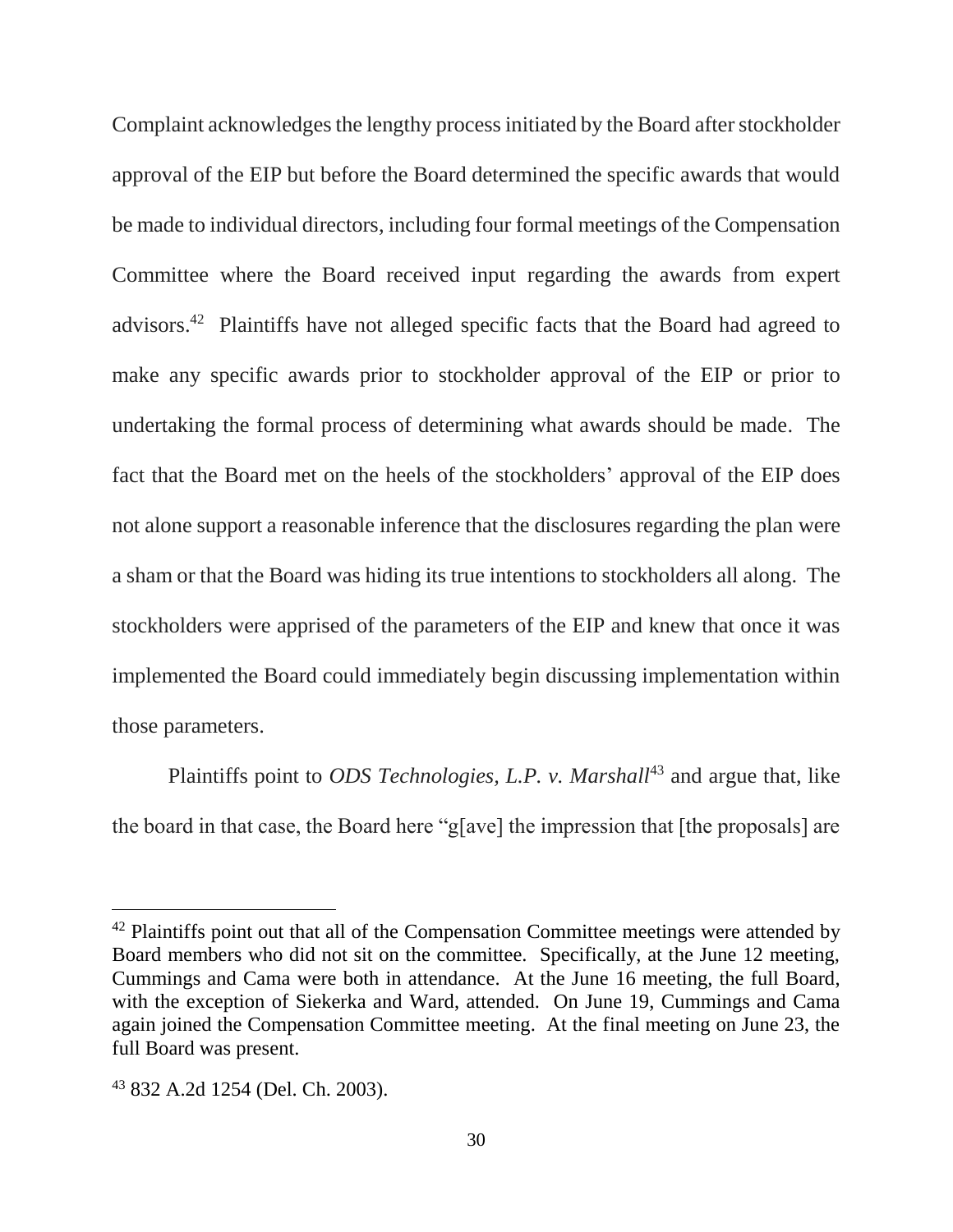Complaint acknowledges the lengthy process initiated by the Board after stockholder approval of the EIP but before the Board determined the specific awards that would be made to individual directors, including four formal meetings of the Compensation Committee where the Board received input regarding the awards from expert advisors.[42] Plaintiffs have not alleged specific facts that the Board had agreed to make any specific awards prior to stockholder approval of the EIP or prior to undertaking the formal process of determining what awards should be made. The fact that the Board met on the heels of the stockholders' approval of the EIP does not alone support a reasonable inference that the disclosures regarding the plan were a sham or that the Board was hiding its true intentions to stockholders all along. The stockholders were apprised of the parameters of the EIP and knew that once it was implemented the Board could immediately begin discussing implementation within those parameters.

Plaintiffs point to *ODS Technologies, L.P. v. Marshall*[43] and argue that, like the board in that case, the Board here "g[ave] the impression that [the proposals] are

---

[42] Plaintiffs point out that all of the Compensation Committee meetings were attended by Board members who did not sit on the committee. Specifically, at the June 12 meeting, Cummings and Cama were both in attendance. At the June 16 meeting, the full Board, with the exception of Siekerka and Ward, attended. On June 19, Cummings and Cama again joined the Compensation Committee meeting. At the final meeting on June 23, the full Board was present.

[43] 832 A.2d 1254 (Del. Ch. 2003).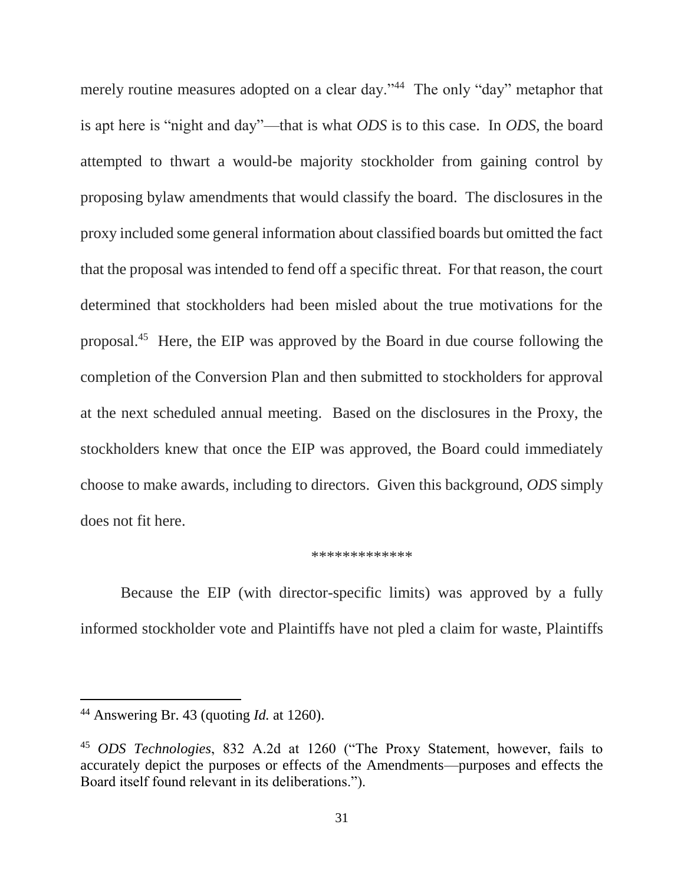merely routine measures adopted on a clear day."[44] The only "day" metaphor that is apt here is "night and day"—that is what *ODS* is to this case. In *ODS*, the board attempted to thwart a would-be majority stockholder from gaining control by proposing bylaw amendments that would classify the board. The disclosures in the proxy included some general information about classified boards but omitted the fact that the proposal was intended to fend off a specific threat. For that reason, the court determined that stockholders had been misled about the true motivations for the proposal.[45] Here, the EIP was approved by the Board in due course following the completion of the Conversion Plan and then submitted to stockholders for approval at the next scheduled annual meeting. Based on the disclosures in the Proxy, the stockholders knew that once the EIP was approved, the Board could immediately choose to make awards, including to directors. Given this background, *ODS* simply does not fit here.

*************

Because the EIP (with director-specific limits) was approved by a fully informed stockholder vote and Plaintiffs have not pled a claim for waste, Plaintiffs

---

[44] Answering Br. 43 (quoting *Id.* at 1260).

[45] *ODS Technologies*, 832 A.2d at 1260 ("The Proxy Statement, however, fails to accurately depict the purposes or effects of the Amendments—purposes and effects the Board itself found relevant in its deliberations.").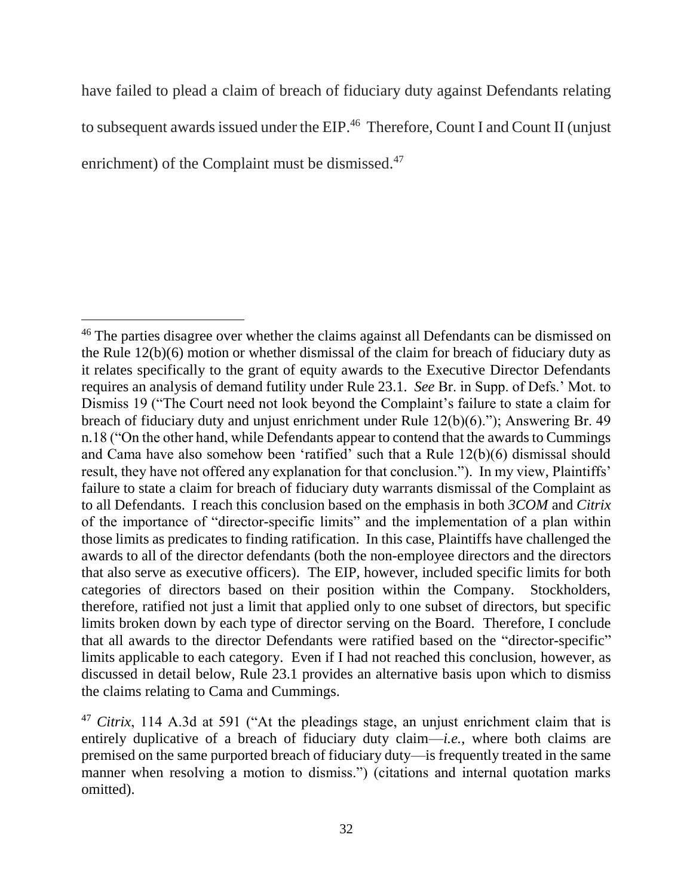have failed to plead a claim of breach of fiduciary duty against Defendants relating to subsequent awards issued under the EIP.[46] Therefore, Count I and Count II (unjust enrichment) of the Complaint must be dismissed.[47]

---

[46] The parties disagree over whether the claims against all Defendants can be dismissed on the Rule 12(b)(6) motion or whether dismissal of the claim for breach of fiduciary duty as it relates specifically to the grant of equity awards to the Executive Director Defendants requires an analysis of demand futility under Rule 23.1. *See* Br. in Supp. of Defs.' Mot. to Dismiss 19 ("The Court need not look beyond the Complaint's failure to state a claim for breach of fiduciary duty and unjust enrichment under Rule 12(b)(6)."); Answering Br. 49 n.18 ("On the other hand, while Defendants appear to contend that the awards to Cummings and Cama have also somehow been 'ratified' such that a Rule 12(b)(6) dismissal should result, they have not offered any explanation for that conclusion."). In my view, Plaintiffs' failure to state a claim for breach of fiduciary duty warrants dismissal of the Complaint as to all Defendants. I reach this conclusion based on the emphasis in both *3COM* and *Citrix* of the importance of "director-specific limits" and the implementation of a plan within those limits as predicates to finding ratification. In this case, Plaintiffs have challenged the awards to all of the director defendants (both the non-employee directors and the directors that also serve as executive officers). The EIP, however, included specific limits for both categories of directors based on their position within the Company. Stockholders, therefore, ratified not just a limit that applied only to one subset of directors, but specific limits broken down by each type of director serving on the Board. Therefore, I conclude that all awards to the director Defendants were ratified based on the "director-specific" limits applicable to each category. Even if I had not reached this conclusion, however, as discussed in detail below, Rule 23.1 provides an alternative basis upon which to dismiss the claims relating to Cama and Cummings.

[47] *Citrix*, 114 A.3d at 591 ("At the pleadings stage, an unjust enrichment claim that is entirely duplicative of a breach of fiduciary duty claim—*i.e.*, where both claims are premised on the same purported breach of fiduciary duty—is frequently treated in the same manner when resolving a motion to dismiss.") (citations and internal quotation marks omitted).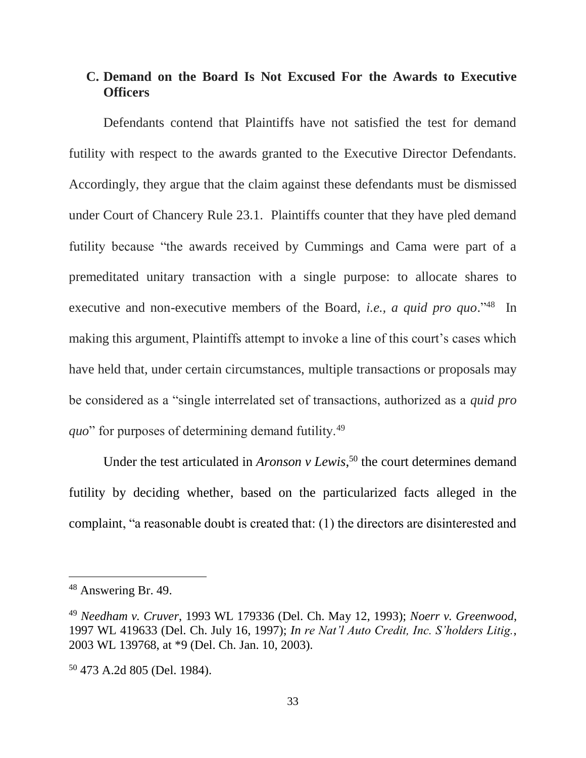### C. Demand on the Board Is Not Excused For the Awards to Executive Officers

Defendants contend that Plaintiffs have not satisfied the test for demand futility with respect to the awards granted to the Executive Director Defendants. Accordingly, they argue that the claim against these defendants must be dismissed under Court of Chancery Rule 23.1. Plaintiffs counter that they have pled demand futility because "the awards received by Cummings and Cama were part of a premeditated unitary transaction with a single purpose: to allocate shares to executive and non-executive members of the Board, *i.e., a quid pro quo*."[48] In making this argument, Plaintiffs attempt to invoke a line of this court's cases which have held that, under certain circumstances, multiple transactions or proposals may be considered as a "single interrelated set of transactions, authorized as a *quid pro quo*" for purposes of determining demand futility.[49]

Under the test articulated in *Aronson v Lewis*,[50] the court determines demand futility by deciding whether, based on the particularized facts alleged in the complaint, "a reasonable doubt is created that: (1) the directors are disinterested and

---

[48] Answering Br. 49.

[49] *Needham v. Cruver*, 1993 WL 179336 (Del. Ch. May 12, 1993); *Noerr v. Greenwood*, 1997 WL 419633 (Del. Ch. July 16, 1997); *In re Nat'l Auto Credit, Inc. S'holders Litig.*, 2003 WL 139768, at *9 (Del. Ch. Jan. 10, 2003).

[50] 473 A.2d 805 (Del. 1984).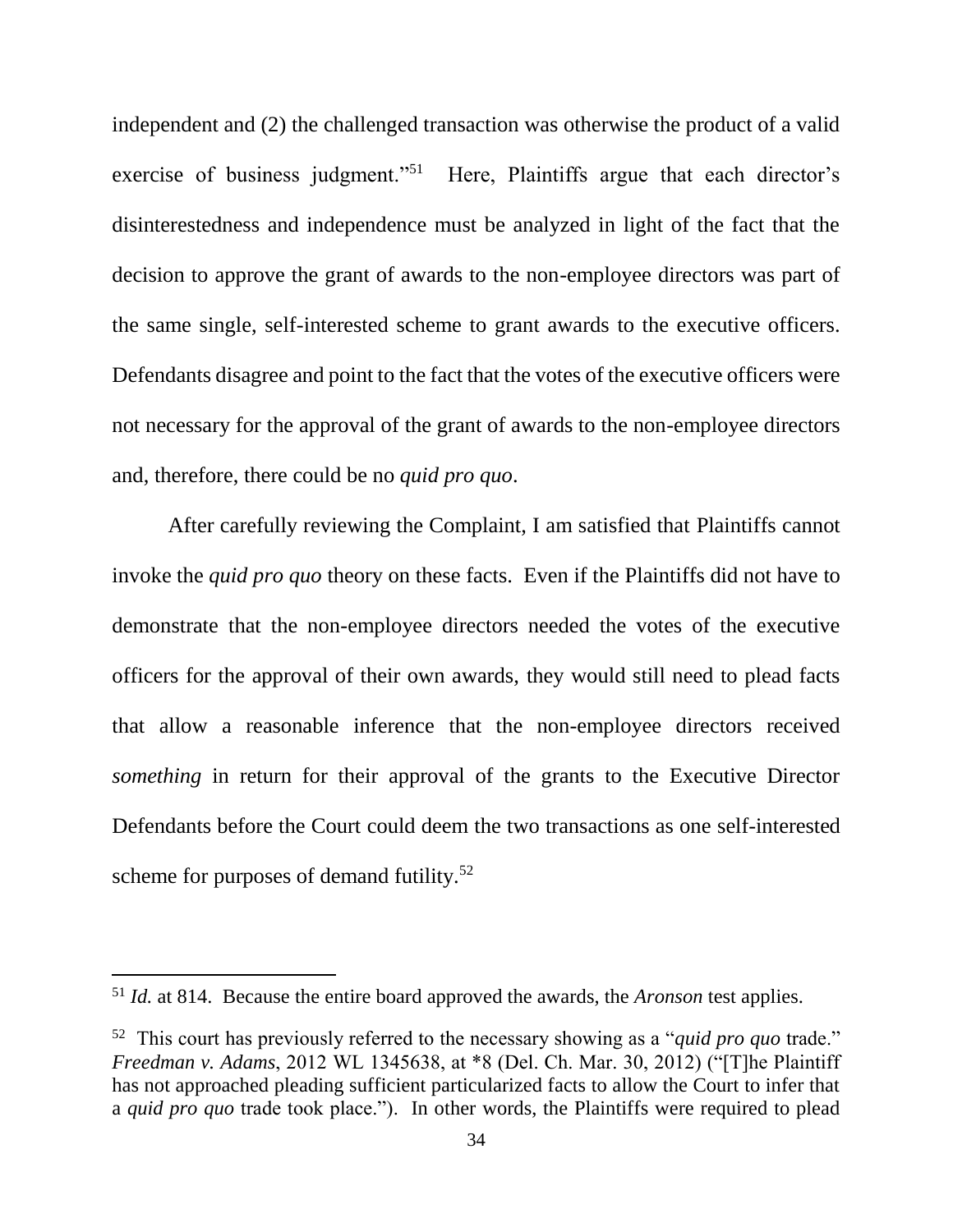independent and (2) the challenged transaction was otherwise the product of a valid exercise of business judgment."[51] Here, Plaintiffs argue that each director's disinterestedness and independence must be analyzed in light of the fact that the decision to approve the grant of awards to the non-employee directors was part of the same single, self-interested scheme to grant awards to the executive officers. Defendants disagree and point to the fact that the votes of the executive officers were not necessary for the approval of the grant of awards to the non-employee directors and, therefore, there could be no *quid pro quo*.

After carefully reviewing the Complaint, I am satisfied that Plaintiffs cannot invoke the *quid pro quo* theory on these facts. Even if the Plaintiffs did not have to demonstrate that the non-employee directors needed the votes of the executive officers for the approval of their own awards, they would still need to plead facts that allow a reasonable inference that the non-employee directors received *something* in return for their approval of the grants to the Executive Director Defendants before the Court could deem the two transactions as one self-interested scheme for purposes of demand futility.[52]

---

[51] *Id.* at 814. Because the entire board approved the awards, the *Aronson* test applies.

[52] This court has previously referred to the necessary showing as a "*quid pro quo* trade." *Freedman v. Adams*, 2012 WL 1345638, at *8 (Del. Ch. Mar. 30, 2012) ("[T]he Plaintiff has not approached pleading sufficient particularized facts to allow the Court to infer that a *quid pro quo* trade took place."). In other words, the Plaintiffs were required to plead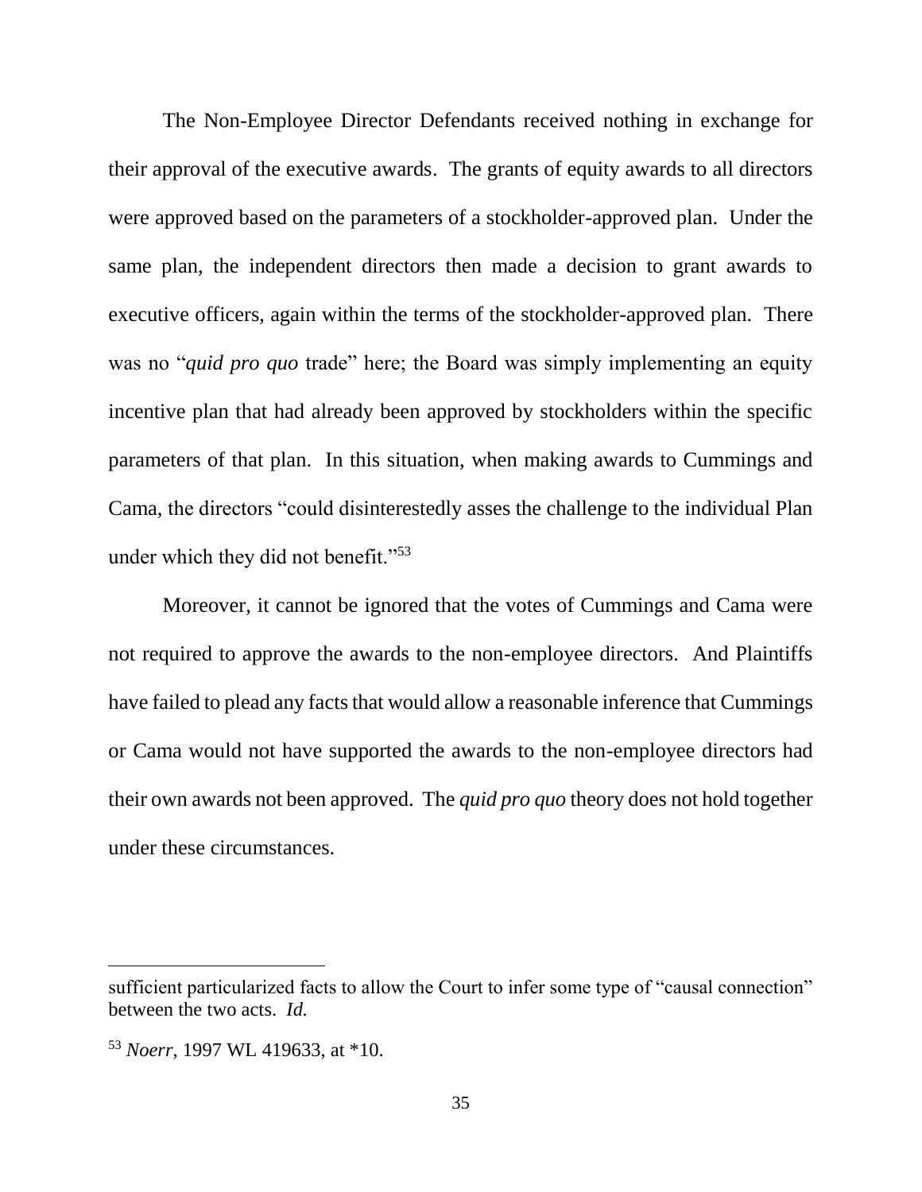The Non-Employee Director Defendants received nothing in exchange for their approval of the executive awards. The grants of equity awards to all directors were approved based on the parameters of a stockholder-approved plan. Under the same plan, the independent directors then made a decision to grant awards to executive officers, again within the terms of the stockholder-approved plan. There was no "*quid pro quo* trade" here; the Board was simply implementing an equity incentive plan that had already been approved by stockholders within the specific parameters of that plan. In this situation, when making awards to Cummings and Cama, the directors "could disinterestedly asses the challenge to the individual Plan under which they did not benefit."[53]

Moreover, it cannot be ignored that the votes of Cummings and Cama were not required to approve the awards to the non-employee directors. And Plaintiffs have failed to plead any facts that would allow a reasonable inference that Cummings or Cama would not have supported the awards to the non-employee directors had their own awards not been approved. The *quid pro quo* theory does not hold together under these circumstances.

---

sufficient particularized facts to allow the Court to infer some type of "causal connection" between the two acts. *Id.*

[53] *Noerr*, 1997 WL 419633, at *10.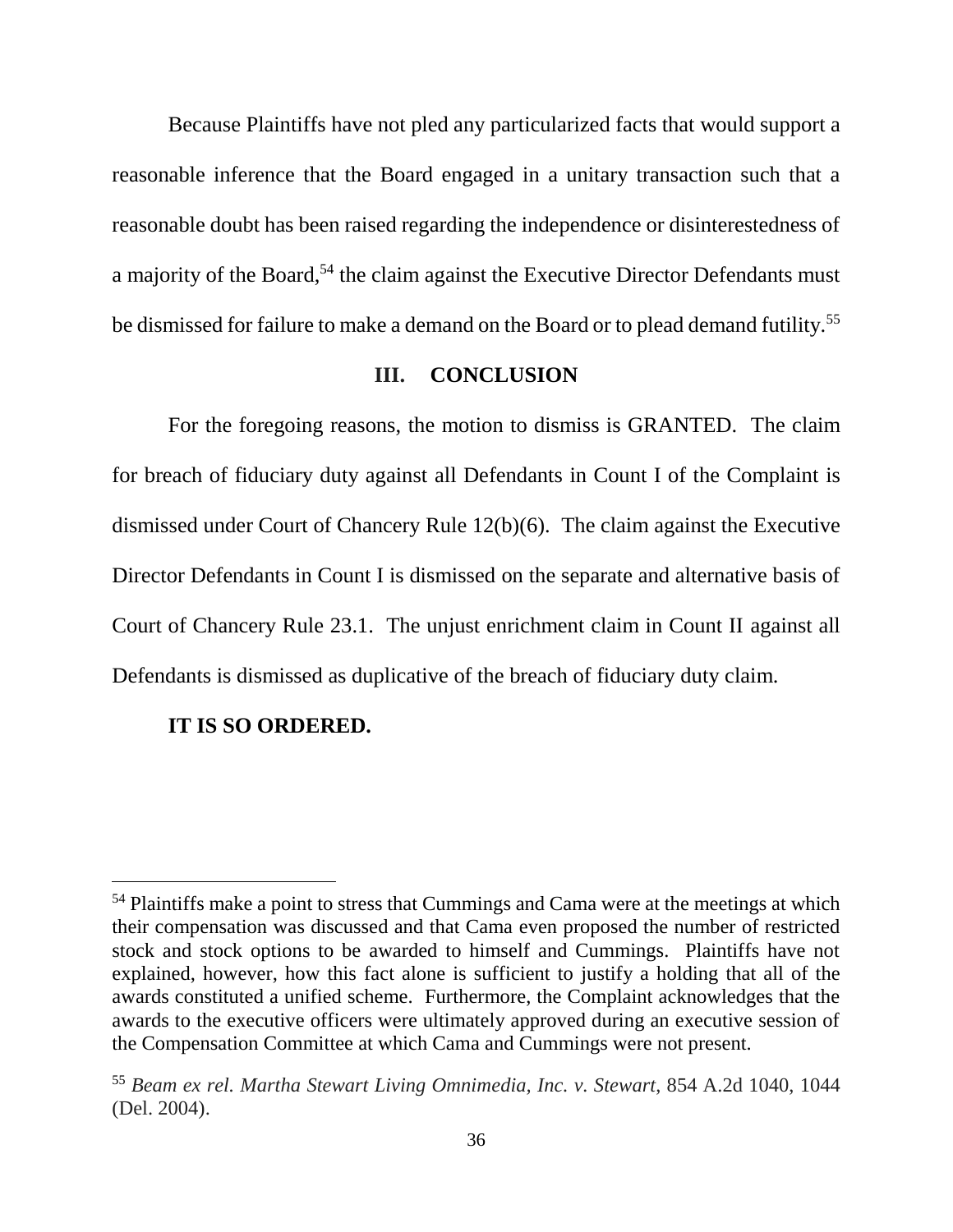Because Plaintiffs have not pled any particularized facts that would support a reasonable inference that the Board engaged in a unitary transaction such that a reasonable doubt has been raised regarding the independence or disinterestedness of a majority of the Board,[54] the claim against the Executive Director Defendants must be dismissed for failure to make a demand on the Board or to plead demand futility.[55]

## III. CONCLUSION

For the foregoing reasons, the motion to dismiss is GRANTED. The claim for breach of fiduciary duty against all Defendants in Count I of the Complaint is dismissed under Court of Chancery Rule 12(b)(6). The claim against the Executive Director Defendants in Count I is dismissed on the separate and alternative basis of Court of Chancery Rule 23.1. The unjust enrichment claim in Count II against all Defendants is dismissed as duplicative of the breach of fiduciary duty claim.

**IT IS SO ORDERED.**

---

[54] Plaintiffs make a point to stress that Cummings and Cama were at the meetings at which their compensation was discussed and that Cama even proposed the number of restricted stock and stock options to be awarded to himself and Cummings. Plaintiffs have not explained, however, how this fact alone is sufficient to justify a holding that all of the awards constituted a unified scheme. Furthermore, the Complaint acknowledges that the awards to the executive officers were ultimately approved during an executive session of the Compensation Committee at which Cama and Cummings were not present.

[55] *Beam ex rel. Martha Stewart Living Omnimedia, Inc. v. Stewart*, 854 A.2d 1040, 1044 (Del. 2004).